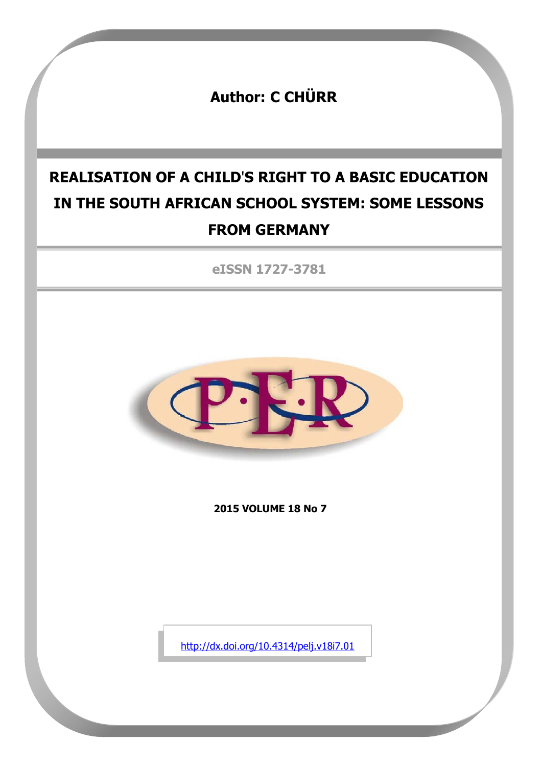**Author: C CHÜRR**

# REALISATION OF A CHILD'S RIGHT TO A BASIC EDUCATION IN THE SOUTH AFRICAN SCHOOL SYSTEM: SOME LESSONS FROM GERMANY

**eISSN 1727-3781**

**2015 VOLUME 18 No 7**

http://dx.doi.org/10.4314/pelj.v18i7.01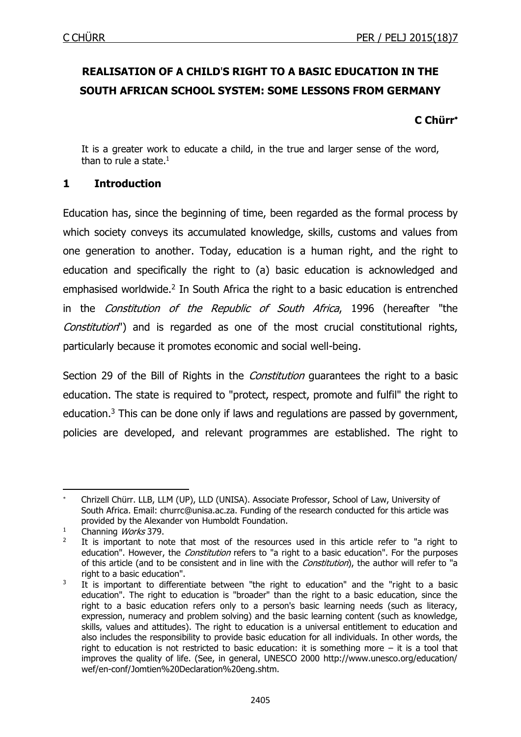# REALISATION OF A CHILD'S RIGHT TO A BASIC EDUCATION IN THE SOUTH AFRICAN SCHOOL SYSTEM: SOME LESSONS FROM GERMANY

**C Chürr***

> It is a greater work to educate a child, in the true and larger sense of the word, than to rule a state.[1]

## 1 Introduction

Education has, since the beginning of time, been regarded as the formal process by which society conveys its accumulated knowledge, skills, customs and values from one generation to another. Today, education is a human right, and the right to education and specifically the right to (a) basic education is acknowledged and emphasised worldwide.[2] In South Africa the right to a basic education is entrenched in the *Constitution of the Republic of South Africa*, 1996 (hereafter "the *Constitution*") and is regarded as one of the most crucial constitutional rights, particularly because it promotes economic and social well-being.

Section 29 of the Bill of Rights in the *Constitution* guarantees the right to a basic education. The state is required to "protect, respect, promote and fulfil" the right to education.[3] This can be done only if laws and regulations are passed by government, policies are developed, and relevant programmes are established. The right to

---

\* Chrizell Chürr. LLB, LLM (UP), LLD (UNISA). Associate Professor, School of Law, University of South Africa. Email: churrc@unisa.ac.za. Funding of the research conducted for this article was provided by the Alexander von Humboldt Foundation.

[1] Channing *Works* 379.

[2] It is important to note that most of the resources used in this article refer to "a right to education". However, the *Constitution* refers to "a right to a basic education". For the purposes of this article (and to be consistent and in line with the *Constitution*), the author will refer to "a right to a basic education".

[3] It is important to differentiate between "the right to education" and the "right to a basic education". The right to education is "broader" than the right to a basic education, since the right to a basic education refers only to a person's basic learning needs (such as literacy, expression, numeracy and problem solving) and the basic learning content (such as knowledge, skills, values and attitudes). The right to education is a universal entitlement to education and also includes the responsibility to provide basic education for all individuals. In other words, the right to education is not restricted to basic education: it is something more – it is a tool that improves the quality of life. (See, in general, UNESCO 2000 http://www.unesco.org/education/wef/en-conf/Jomtien%20Declaration%20eng.shtm.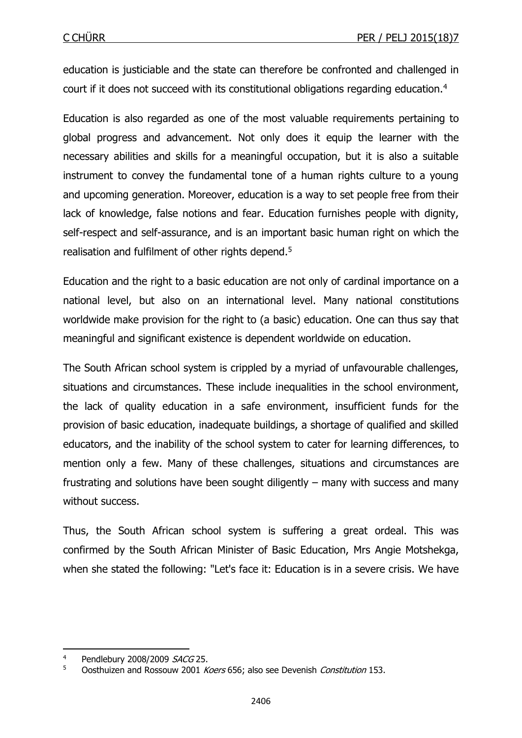education is justiciable and the state can therefore be confronted and challenged in court if it does not succeed with its constitutional obligations regarding education.[4]

Education is also regarded as one of the most valuable requirements pertaining to global progress and advancement. Not only does it equip the learner with the necessary abilities and skills for a meaningful occupation, but it is also a suitable instrument to convey the fundamental tone of a human rights culture to a young and upcoming generation. Moreover, education is a way to set people free from their lack of knowledge, false notions and fear. Education furnishes people with dignity, self-respect and self-assurance, and is an important basic human right on which the realisation and fulfilment of other rights depend.[5]

Education and the right to a basic education are not only of cardinal importance on a national level, but also on an international level. Many national constitutions worldwide make provision for the right to (a basic) education. One can thus say that meaningful and significant existence is dependent worldwide on education.

The South African school system is crippled by a myriad of unfavourable challenges, situations and circumstances. These include inequalities in the school environment, the lack of quality education in a safe environment, insufficient funds for the provision of basic education, inadequate buildings, a shortage of qualified and skilled educators, and the inability of the school system to cater for learning differences, to mention only a few. Many of these challenges, situations and circumstances are frustrating and solutions have been sought diligently – many with success and many without success.

Thus, the South African school system is suffering a great ordeal. This was confirmed by the South African Minister of Basic Education, Mrs Angie Motshekga, when she stated the following: "Let's face it: Education is in a severe crisis. We have

---

4 Pendlebury 2008/2009 *SACG* 25.

5 Oosthuizen and Rossouw 2001 *Koers* 656; also see Devenish *Constitution* 153.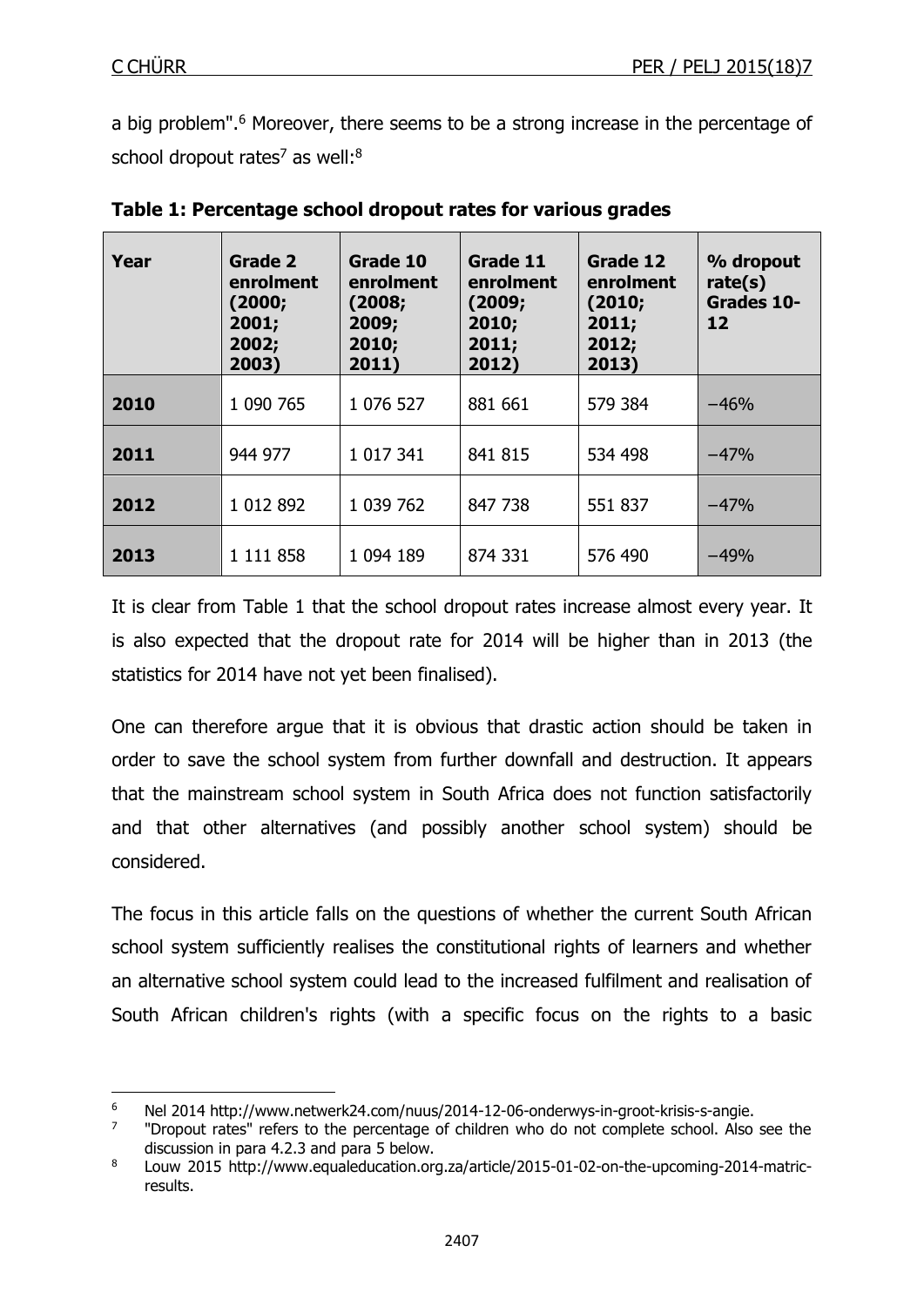a big problem".[6] Moreover, there seems to be a strong increase in the percentage of school dropout rates[7] as well:[8]

**Table 1: Percentage school dropout rates for various grades**

| Year | Grade 2 enrolment (2000; 2001; 2002; 2003) | Grade 10 enrolment (2008; 2009; 2010; 2011) | Grade 11 enrolment (2009; 2010; 2011; 2012) | Grade 12 enrolment (2010; 2011; 2012; 2013) | % dropout rate(s) Grades 10-12 |
|---|---|---|---|---|---|
| **2010** | 1 090 765 | 1 076 527 | 881 661 | 579 384 | −46% |
| **2011** | 944 977 | 1 017 341 | 841 815 | 534 498 | −47% |
| **2012** | 1 012 892 | 1 039 762 | 847 738 | 551 837 | −47% |
| **2013** | 1 111 858 | 1 094 189 | 874 331 | 576 490 | −49% |

It is clear from Table 1 that the school dropout rates increase almost every year. It is also expected that the dropout rate for 2014 will be higher than in 2013 (the statistics for 2014 have not yet been finalised).

One can therefore argue that it is obvious that drastic action should be taken in order to save the school system from further downfall and destruction. It appears that the mainstream school system in South Africa does not function satisfactorily and that other alternatives (and possibly another school system) should be considered.

The focus in this article falls on the questions of whether the current South African school system sufficiently realises the constitutional rights of learners and whether an alternative school system could lead to the increased fulfilment and realisation of South African children's rights (with a specific focus on the rights to a basic

---

[6] Nel 2014 http://www.netwerk24.com/nuus/2014-12-06-onderwys-in-groot-krisis-s-angie.

[7] "Dropout rates" refers to the percentage of children who do not complete school. Also see the discussion in para 4.2.3 and para 5 below.

[8] Louw 2015 http://www.equaleducation.org.za/article/2015-01-02-on-the-upcoming-2014-matric-results.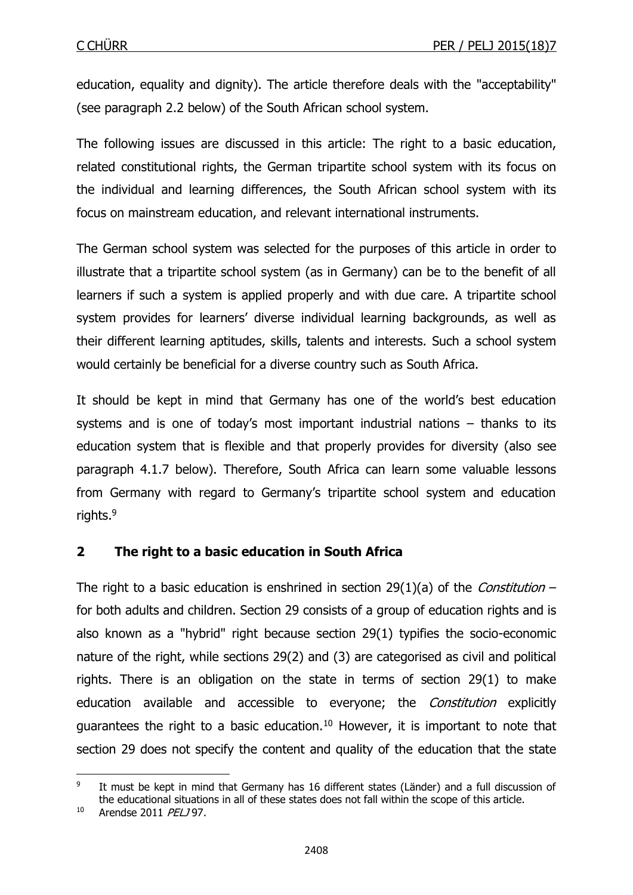education, equality and dignity). The article therefore deals with the "acceptability" (see paragraph 2.2 below) of the South African school system.

The following issues are discussed in this article: The right to a basic education, related constitutional rights, the German tripartite school system with its focus on the individual and learning differences, the South African school system with its focus on mainstream education, and relevant international instruments.

The German school system was selected for the purposes of this article in order to illustrate that a tripartite school system (as in Germany) can be to the benefit of all learners if such a system is applied properly and with due care. A tripartite school system provides for learners' diverse individual learning backgrounds, as well as their different learning aptitudes, skills, talents and interests. Such a school system would certainly be beneficial for a diverse country such as South Africa.

It should be kept in mind that Germany has one of the world's best education systems and is one of today's most important industrial nations – thanks to its education system that is flexible and that properly provides for diversity (also see paragraph 4.1.7 below). Therefore, South Africa can learn some valuable lessons from Germany with regard to Germany's tripartite school system and education rights.[9]

## 2 The right to a basic education in South Africa

The right to a basic education is enshrined in section 29(1)(a) of the *Constitution* – for both adults and children. Section 29 consists of a group of education rights and is also known as a "hybrid" right because section 29(1) typifies the socio-economic nature of the right, while sections 29(2) and (3) are categorised as civil and political rights. There is an obligation on the state in terms of section 29(1) to make education available and accessible to everyone; the *Constitution* explicitly guarantees the right to a basic education.[10] However, it is important to note that section 29 does not specify the content and quality of the education that the state

---

[9] It must be kept in mind that Germany has 16 different states (Länder) and a full discussion of the educational situations in all of these states does not fall within the scope of this article.

[10] Arendse 2011 *PELJ* 97.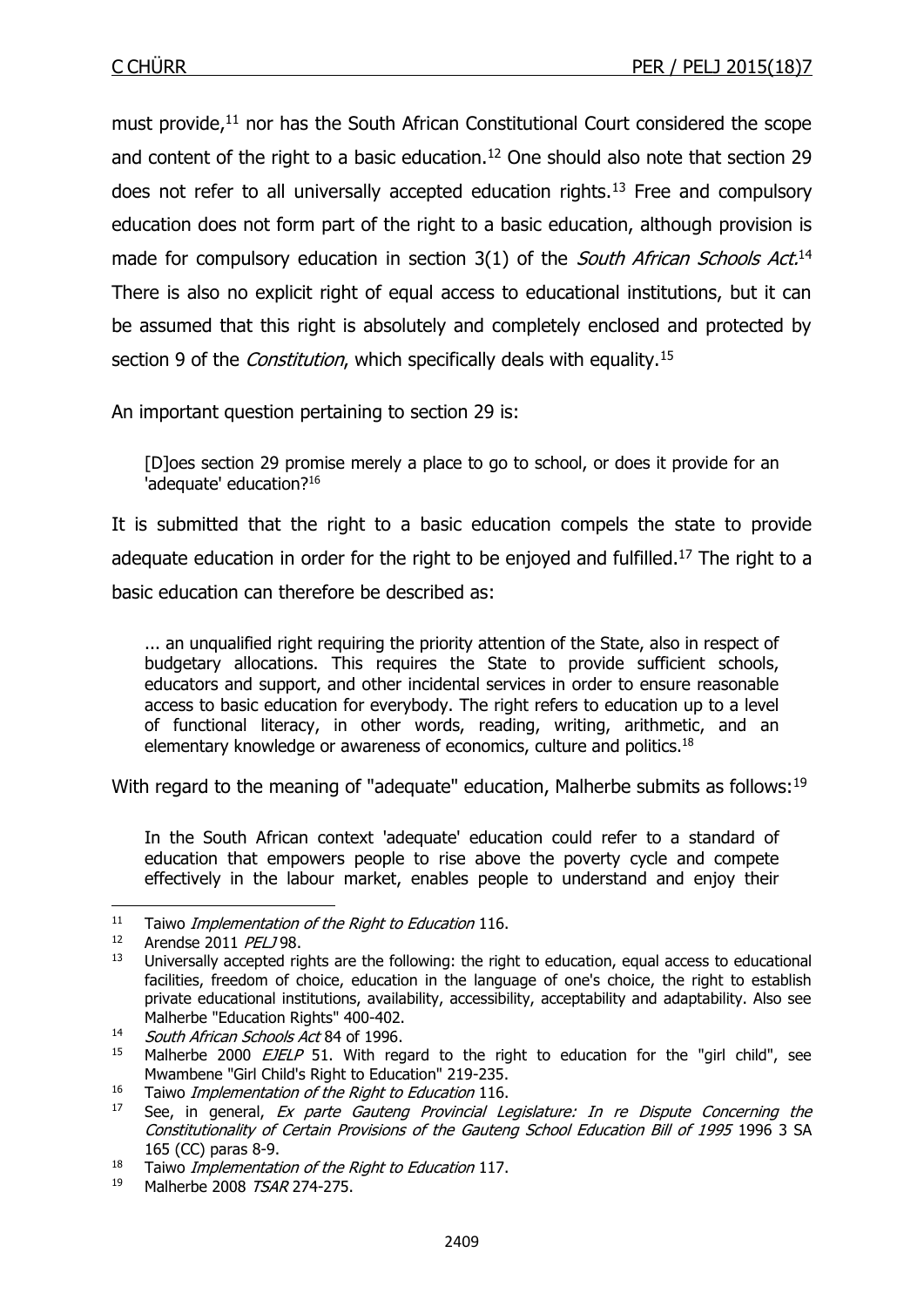must provide,[11] nor has the South African Constitutional Court considered the scope and content of the right to a basic education.[12] One should also note that section 29 does not refer to all universally accepted education rights.[13] Free and compulsory education does not form part of the right to a basic education, although provision is made for compulsory education in section 3(1) of the *South African Schools Act*.[14] There is also no explicit right of equal access to educational institutions, but it can be assumed that this right is absolutely and completely enclosed and protected by section 9 of the *Constitution*, which specifically deals with equality.[15]

An important question pertaining to section 29 is:

> [D]oes section 29 promise merely a place to go to school, or does it provide for an 'adequate' education?[16]

It is submitted that the right to a basic education compels the state to provide adequate education in order for the right to be enjoyed and fulfilled.[17] The right to a basic education can therefore be described as:

> ... an unqualified right requiring the priority attention of the State, also in respect of budgetary allocations. This requires the State to provide sufficient schools, educators and support, and other incidental services in order to ensure reasonable access to basic education for everybody. The right refers to education up to a level of functional literacy, in other words, reading, writing, arithmetic, and an elementary knowledge or awareness of economics, culture and politics.[18]

With regard to the meaning of "adequate" education, Malherbe submits as follows:[19]

> In the South African context 'adequate' education could refer to a standard of education that empowers people to rise above the poverty cycle and compete effectively in the labour market, enables people to understand and enjoy their

---

[11] Taiwo *Implementation of the Right to Education* 116.

[12] Arendse 2011 *PELJ* 98.

[13] Universally accepted rights are the following: the right to education, equal access to educational facilities, freedom of choice, education in the language of one's choice, the right to establish private educational institutions, availability, accessibility, acceptability and adaptability. Also see Malherbe "Education Rights" 400-402.

[14] *South African Schools Act* 84 of 1996.

[15] Malherbe 2000 *EJELP* 51. With regard to the right to education for the "girl child", see Mwambene "Girl Child's Right to Education" 219-235.

[16] Taiwo *Implementation of the Right to Education* 116.

[17] See, in general, *Ex parte Gauteng Provincial Legislature: In re Dispute Concerning the Constitutionality of Certain Provisions of the Gauteng School Education Bill of 1995* 1996 3 SA 165 (CC) paras 8-9.

[18] Taiwo *Implementation of the Right to Education* 117.

[19] Malherbe 2008 *TSAR* 274-275.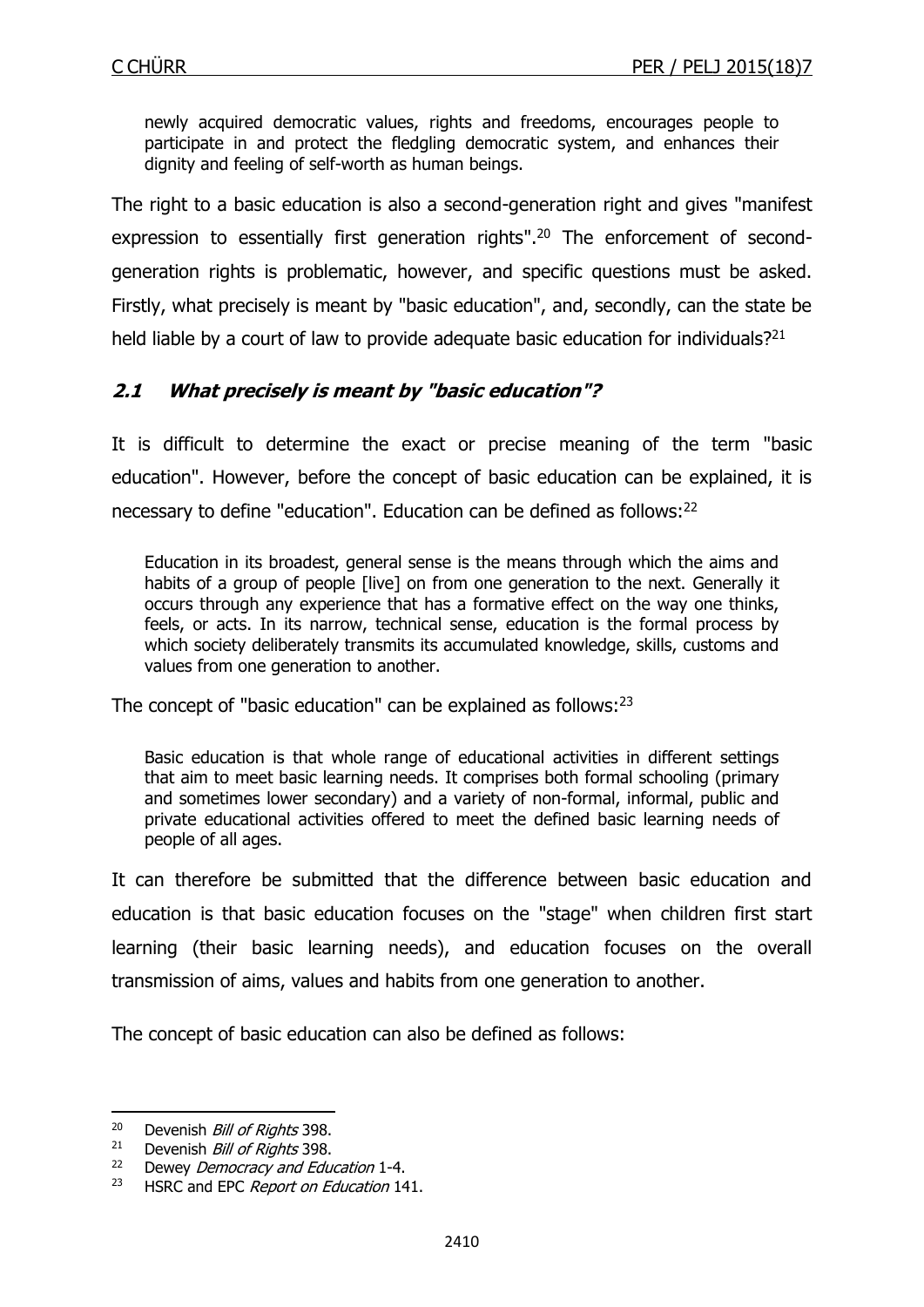newly acquired democratic values, rights and freedoms, encourages people to participate in and protect the fledgling democratic system, and enhances their dignity and feeling of self-worth as human beings.

The right to a basic education is also a second-generation right and gives "manifest expression to essentially first generation rights".[20] The enforcement of second-generation rights is problematic, however, and specific questions must be asked. Firstly, what precisely is meant by "basic education", and, secondly, can the state be held liable by a court of law to provide adequate basic education for individuals?[21]

## 2.1 What precisely is meant by "basic education"?

It is difficult to determine the exact or precise meaning of the term "basic education". However, before the concept of basic education can be explained, it is necessary to define "education". Education can be defined as follows:[22]

> Education in its broadest, general sense is the means through which the aims and habits of a group of people [live] on from one generation to the next. Generally it occurs through any experience that has a formative effect on the way one thinks, feels, or acts. In its narrow, technical sense, education is the formal process by which society deliberately transmits its accumulated knowledge, skills, customs and values from one generation to another.

The concept of "basic education" can be explained as follows:[23]

> Basic education is that whole range of educational activities in different settings that aim to meet basic learning needs. It comprises both formal schooling (primary and sometimes lower secondary) and a variety of non-formal, informal, public and private educational activities offered to meet the defined basic learning needs of people of all ages.

It can therefore be submitted that the difference between basic education and education is that basic education focuses on the "stage" when children first start learning (their basic learning needs), and education focuses on the overall transmission of aims, values and habits from one generation to another.

The concept of basic education can also be defined as follows:

---

[20] Devenish *Bill of Rights* 398.

[21] Devenish *Bill of Rights* 398.

[22] Dewey *Democracy and Education* 1-4.

[23] HSRC and EPC *Report on Education* 141.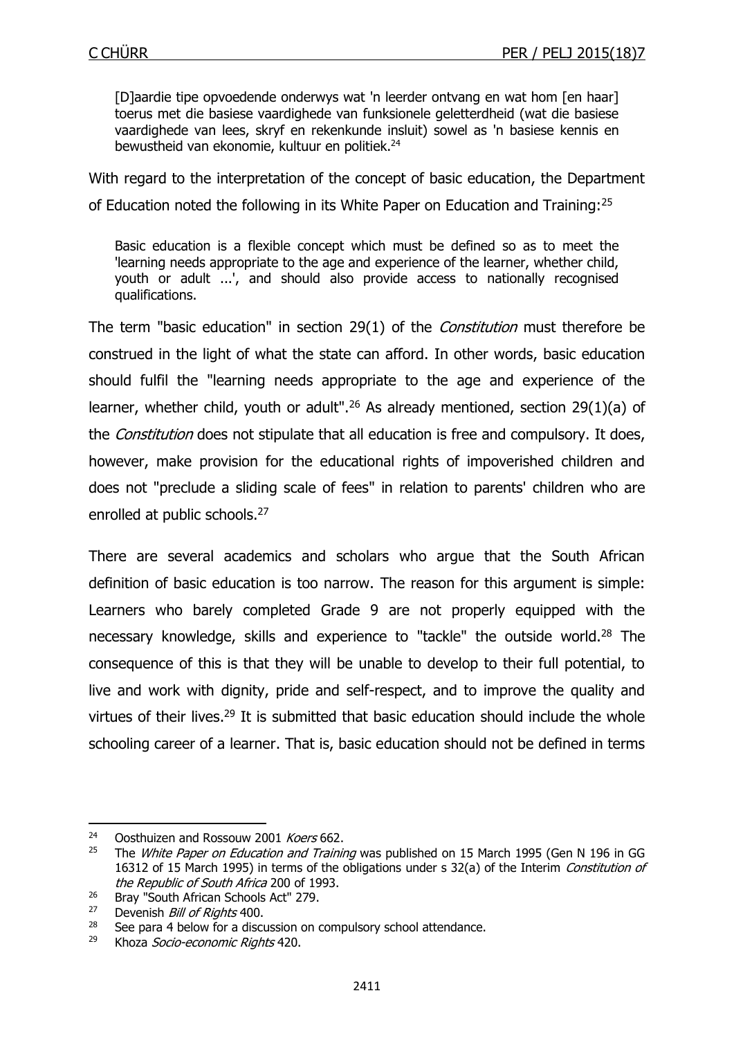> [D]aardie tipe opvoedende onderwys wat 'n leerder ontvang en wat hom [en haar] toerus met die basiese vaardighede van funksionele geletterdheid (wat die basiese vaardighede van lees, skryf en rekenkunde insluit) sowel as 'n basiese kennis en bewustheid van ekonomie, kultuur en politiek.[24]

With regard to the interpretation of the concept of basic education, the Department of Education noted the following in its White Paper on Education and Training:[25]

> Basic education is a flexible concept which must be defined so as to meet the 'learning needs appropriate to the age and experience of the learner, whether child, youth or adult ...', and should also provide access to nationally recognised qualifications.

The term "basic education" in section 29(1) of the *Constitution* must therefore be construed in the light of what the state can afford. In other words, basic education should fulfil the "learning needs appropriate to the age and experience of the learner, whether child, youth or adult".[26] As already mentioned, section 29(1)(a) of the *Constitution* does not stipulate that all education is free and compulsory. It does, however, make provision for the educational rights of impoverished children and does not "preclude a sliding scale of fees" in relation to parents' children who are enrolled at public schools.[27]

There are several academics and scholars who argue that the South African definition of basic education is too narrow. The reason for this argument is simple: Learners who barely completed Grade 9 are not properly equipped with the necessary knowledge, skills and experience to "tackle" the outside world.[28] The consequence of this is that they will be unable to develop to their full potential, to live and work with dignity, pride and self-respect, and to improve the quality and virtues of their lives.[29] It is submitted that basic education should include the whole schooling career of a learner. That is, basic education should not be defined in terms

---

[24] Oosthuizen and Rossouw 2001 *Koers* 662.

[25] The *White Paper on Education and Training* was published on 15 March 1995 (Gen N 196 in GG 16312 of 15 March 1995) in terms of the obligations under s 32(a) of the Interim *Constitution of the Republic of South Africa* 200 of 1993.

[26] Bray "South African Schools Act" 279.

[27] Devenish *Bill of Rights* 400.

[28] See para 4 below for a discussion on compulsory school attendance.

[29] Khoza *Socio-economic Rights* 420.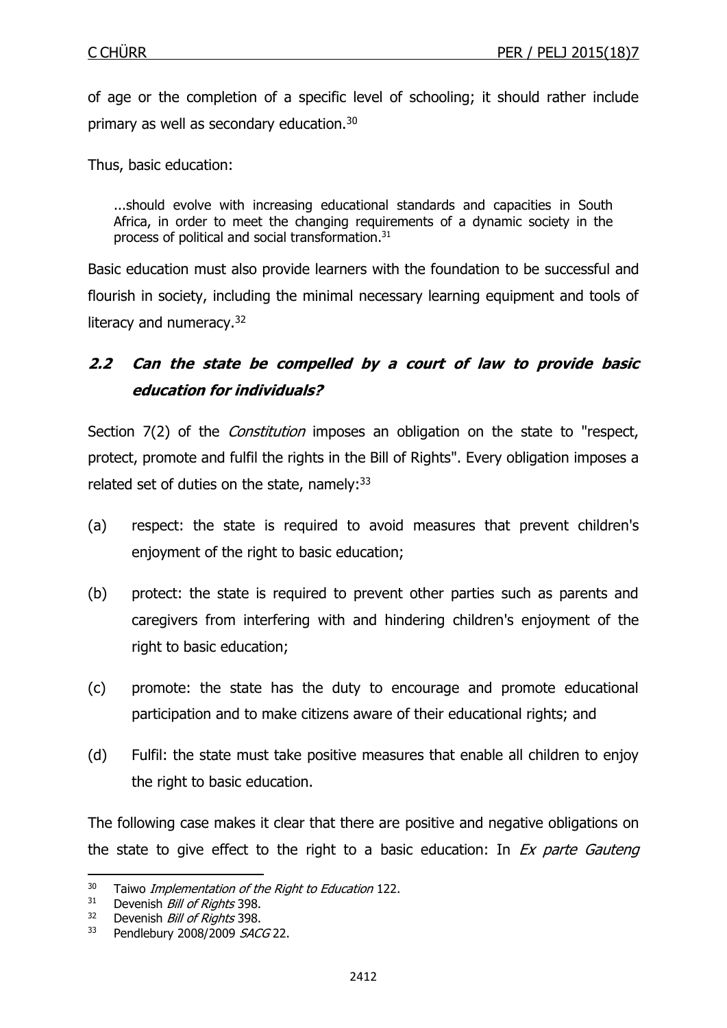of age or the completion of a specific level of schooling; it should rather include primary as well as secondary education.[30]

Thus, basic education:

> ...should evolve with increasing educational standards and capacities in South Africa, in order to meet the changing requirements of a dynamic society in the process of political and social transformation.[31]

Basic education must also provide learners with the foundation to be successful and flourish in society, including the minimal necessary learning equipment and tools of literacy and numeracy.[32]

## ***2.2 Can the state be compelled by a court of law to provide basic education for individuals?***

Section 7(2) of the *Constitution* imposes an obligation on the state to "respect, protect, promote and fulfil the rights in the Bill of Rights". Every obligation imposes a related set of duties on the state, namely:[33]

(a) respect: the state is required to avoid measures that prevent children's enjoyment of the right to basic education;

(b) protect: the state is required to prevent other parties such as parents and caregivers from interfering with and hindering children's enjoyment of the right to basic education;

(c) promote: the state has the duty to encourage and promote educational participation and to make citizens aware of their educational rights; and

(d) Fulfil: the state must take positive measures that enable all children to enjoy the right to basic education.

The following case makes it clear that there are positive and negative obligations on the state to give effect to the right to a basic education: In *Ex parte Gauteng*

---

[30] Taiwo *Implementation of the Right to Education* 122.

[31] Devenish *Bill of Rights* 398.

[32] Devenish *Bill of Rights* 398.

[33] Pendlebury 2008/2009 *SACG* 22.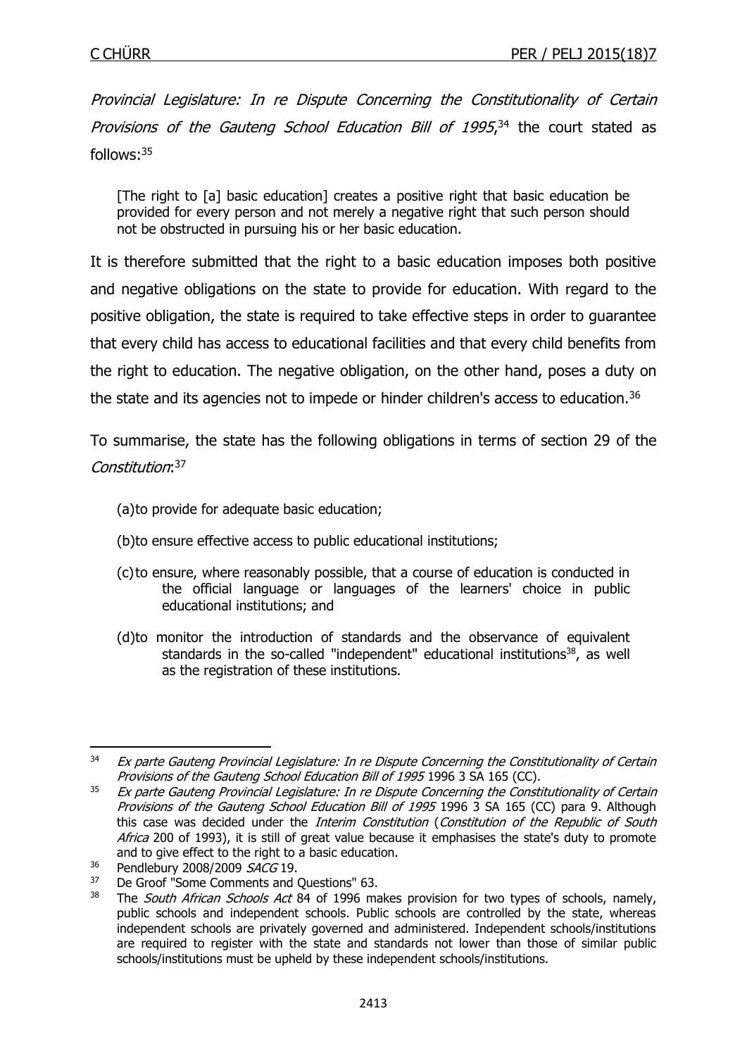*Provincial Legislature: In re Dispute Concerning the Constitutionality of Certain Provisions of the Gauteng School Education Bill of 1995*,[34] the court stated as follows:[35]

> [The right to [a] basic education] creates a positive right that basic education be provided for every person and not merely a negative right that such person should not be obstructed in pursuing his or her basic education.

It is therefore submitted that the right to a basic education imposes both positive and negative obligations on the state to provide for education. With regard to the positive obligation, the state is required to take effective steps in order to guarantee that every child has access to educational facilities and that every child benefits from the right to education. The negative obligation, on the other hand, poses a duty on the state and its agencies not to impede or hinder children's access to education.[36]

To summarise, the state has the following obligations in terms of section 29 of the *Constitution*:[37]

> (a) to provide for adequate basic education;
>
> (b) to ensure effective access to public educational institutions;
>
> (c) to ensure, where reasonably possible, that a course of education is conducted in the official language or languages of the learners' choice in public educational institutions; and
>
> (d) to monitor the introduction of standards and the observance of equivalent standards in the so-called "independent" educational institutions[38], as well as the registration of these institutions.

---

[34] *Ex parte Gauteng Provincial Legislature: In re Dispute Concerning the Constitutionality of Certain Provisions of the Gauteng School Education Bill of 1995* 1996 3 SA 165 (CC).

[35] *Ex parte Gauteng Provincial Legislature: In re Dispute Concerning the Constitutionality of Certain Provisions of the Gauteng School Education Bill of 1995* 1996 3 SA 165 (CC) para 9. Although this case was decided under the *Interim Constitution* (*Constitution of the Republic of South Africa* 200 of 1993), it is still of great value because it emphasises the state's duty to promote and to give effect to the right to a basic education.

[36] Pendlebury 2008/2009 *SACG* 19.

[37] De Groof "Some Comments and Questions" 63.

[38] The *South African Schools Act* 84 of 1996 makes provision for two types of schools, namely, public schools and independent schools. Public schools are controlled by the state, whereas independent schools are privately governed and administered. Independent schools/institutions are required to register with the state and standards not lower than those of similar public schools/institutions must be upheld by these independent schools/institutions.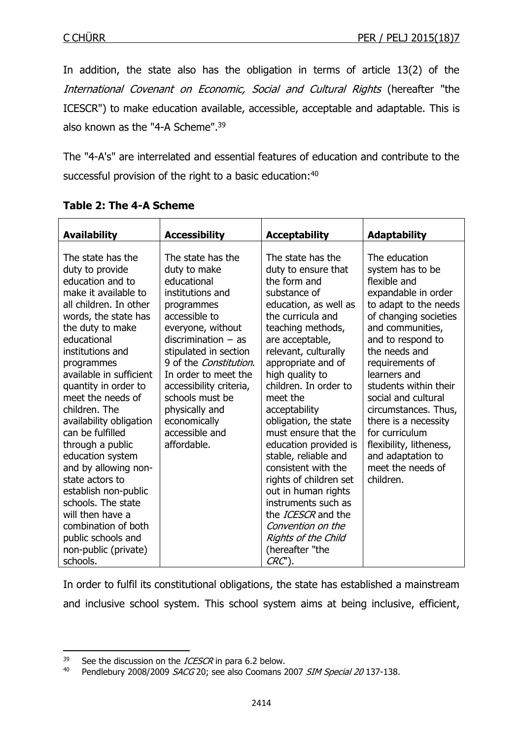In addition, the state also has the obligation in terms of article 13(2) of the *International Covenant on Economic, Social and Cultural Rights* (hereafter "the ICESCR") to make education available, accessible, acceptable and adaptable. This is also known as the "4-A Scheme".[39]

The "4-A's" are interrelated and essential features of education and contribute to the successful provision of the right to a basic education:[40]

**Table 2: The 4-A Scheme**

| **Availability** | **Accessibility** | **Acceptability** | **Adaptability** |
|---|---|---|---|
| The state has the duty to provide education and to make it available to all children. In other words, the state has the duty to make educational institutions and programmes available in sufficient quantity in order to meet the needs of children. The availability obligation can be fulfilled through a public education system and by allowing non-state actors to establish non-public schools. The state will then have a combination of both public schools and non-public (private) schools. | The state has the duty to make educational institutions and programmes accessible to everyone, without discrimination – as stipulated in section 9 of the *Constitution*. In order to meet the accessibility criteria, schools must be physically and economically accessible and affordable. | The state has the duty to ensure that the form and substance of education, as well as the curricula and teaching methods, are acceptable, relevant, culturally appropriate and of high quality to children. In order to meet the acceptability obligation, the state must ensure that the education provided is stable, reliable and consistent with the rights of children set out in human rights instruments such as the *ICESCR* and the *Convention on the Rights of the Child* (hereafter "the *CRC*"). | The education system has to be flexible and expandable in order to adapt to the needs of changing societies and communities, and to respond to the needs and requirements of learners and students within their social and cultural circumstances. Thus, there is a necessity for curriculum flexibility, litheness, and adaptation to meet the needs of children. |

In order to fulfil its constitutional obligations, the state has established a mainstream and inclusive school system. This school system aims at being inclusive, efficient,

---

[39] See the discussion on the *ICESCR* in para 6.2 below.

[40] Pendlebury 2008/2009 *SACG* 20; see also Coomans 2007 *SIM Special 20* 137-138.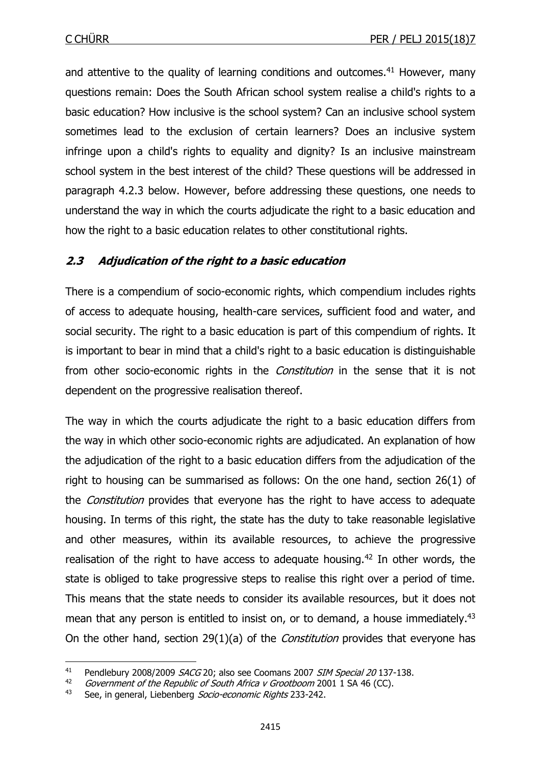and attentive to the quality of learning conditions and outcomes.[41] However, many questions remain: Does the South African school system realise a child's rights to a basic education? How inclusive is the school system? Can an inclusive school system sometimes lead to the exclusion of certain learners? Does an inclusive system infringe upon a child's rights to equality and dignity? Is an inclusive mainstream school system in the best interest of the child? These questions will be addressed in paragraph 4.2.3 below. However, before addressing these questions, one needs to understand the way in which the courts adjudicate the right to a basic education and how the right to a basic education relates to other constitutional rights.

### *2.3 Adjudication of the right to a basic education*

There is a compendium of socio-economic rights, which compendium includes rights of access to adequate housing, health-care services, sufficient food and water, and social security. The right to a basic education is part of this compendium of rights. It is important to bear in mind that a child's right to a basic education is distinguishable from other socio-economic rights in the *Constitution* in the sense that it is not dependent on the progressive realisation thereof.

The way in which the courts adjudicate the right to a basic education differs from the way in which other socio-economic rights are adjudicated. An explanation of how the adjudication of the right to a basic education differs from the adjudication of the right to housing can be summarised as follows: On the one hand, section 26(1) of the *Constitution* provides that everyone has the right to have access to adequate housing. In terms of this right, the state has the duty to take reasonable legislative and other measures, within its available resources, to achieve the progressive realisation of the right to have access to adequate housing.[42] In other words, the state is obliged to take progressive steps to realise this right over a period of time. This means that the state needs to consider its available resources, but it does not mean that any person is entitled to insist on, or to demand, a house immediately.[43] On the other hand, section 29(1)(a) of the *Constitution* provides that everyone has

---

[41] Pendlebury 2008/2009 *SACG* 20; also see Coomans 2007 *SIM Special 20* 137-138.

[42] *Government of the Republic of South Africa v Grootboom* 2001 1 SA 46 (CC).

[43] See, in general, Liebenberg *Socio-economic Rights* 233-242.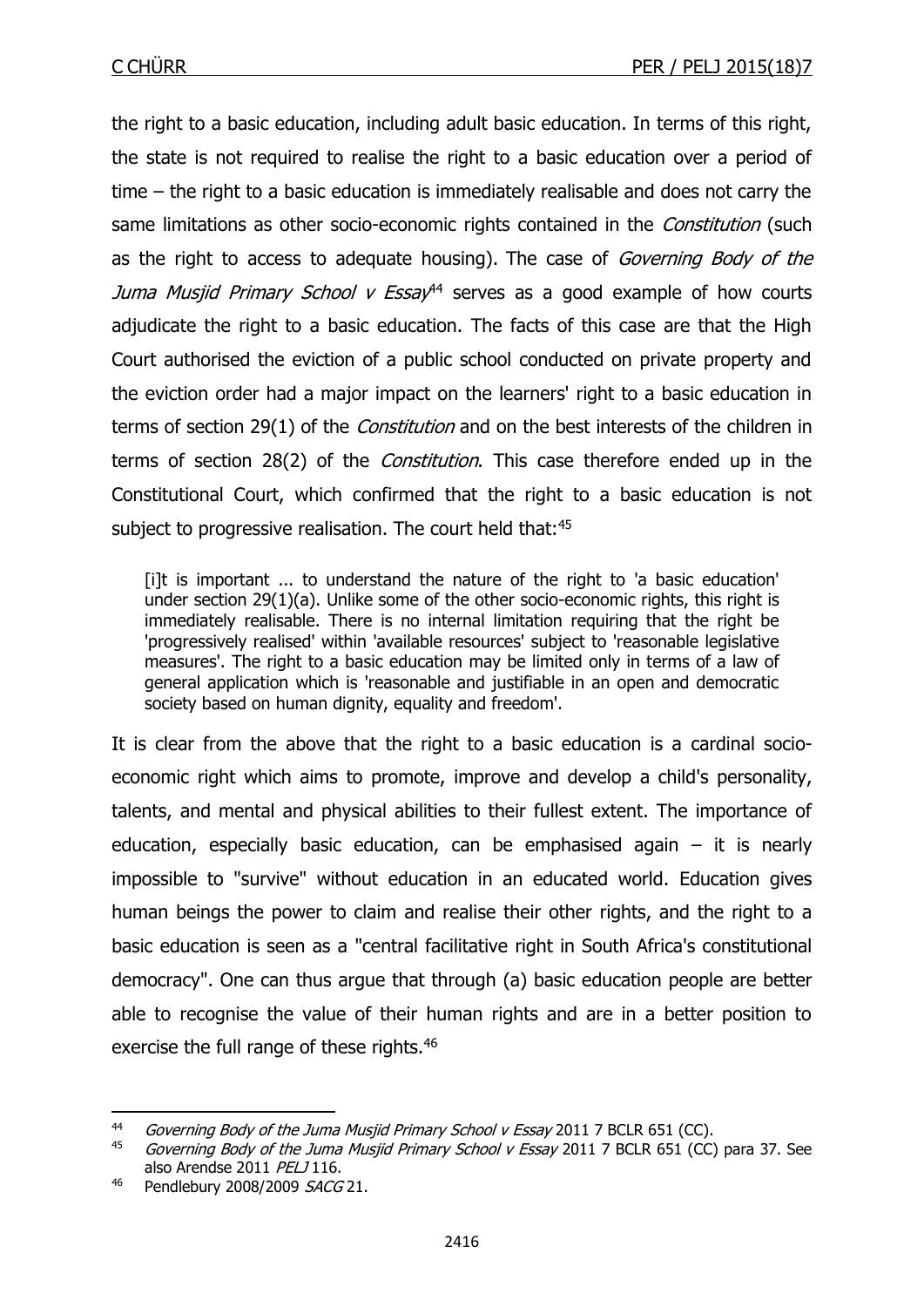the right to a basic education, including adult basic education. In terms of this right, the state is not required to realise the right to a basic education over a period of time – the right to a basic education is immediately realisable and does not carry the same limitations as other socio-economic rights contained in the *Constitution* (such as the right to access to adequate housing). The case of *Governing Body of the Juma Musjid Primary School v Essay*[44] serves as a good example of how courts adjudicate the right to a basic education. The facts of this case are that the High Court authorised the eviction of a public school conducted on private property and the eviction order had a major impact on the learners' right to a basic education in terms of section 29(1) of the *Constitution* and on the best interests of the children in terms of section 28(2) of the *Constitution*. This case therefore ended up in the Constitutional Court, which confirmed that the right to a basic education is not subject to progressive realisation. The court held that:[45]

> [i]t is important ... to understand the nature of the right to 'a basic education' under section 29(1)(a). Unlike some of the other socio-economic rights, this right is immediately realisable. There is no internal limitation requiring that the right be 'progressively realised' within 'available resources' subject to 'reasonable legislative measures'. The right to a basic education may be limited only in terms of a law of general application which is 'reasonable and justifiable in an open and democratic society based on human dignity, equality and freedom'.

It is clear from the above that the right to a basic education is a cardinal socio-economic right which aims to promote, improve and develop a child's personality, talents, and mental and physical abilities to their fullest extent. The importance of education, especially basic education, can be emphasised again – it is nearly impossible to "survive" without education in an educated world. Education gives human beings the power to claim and realise their other rights, and the right to a basic education is seen as a "central facilitative right in South Africa's constitutional democracy". One can thus argue that through (a) basic education people are better able to recognise the value of their human rights and are in a better position to exercise the full range of these rights.[46]

---

[44] *Governing Body of the Juma Musjid Primary School v Essay* 2011 7 BCLR 651 (CC).

[45] *Governing Body of the Juma Musjid Primary School v Essay* 2011 7 BCLR 651 (CC) para 37. See also Arendse 2011 *PELJ* 116.

[46] Pendlebury 2008/2009 *SACG* 21.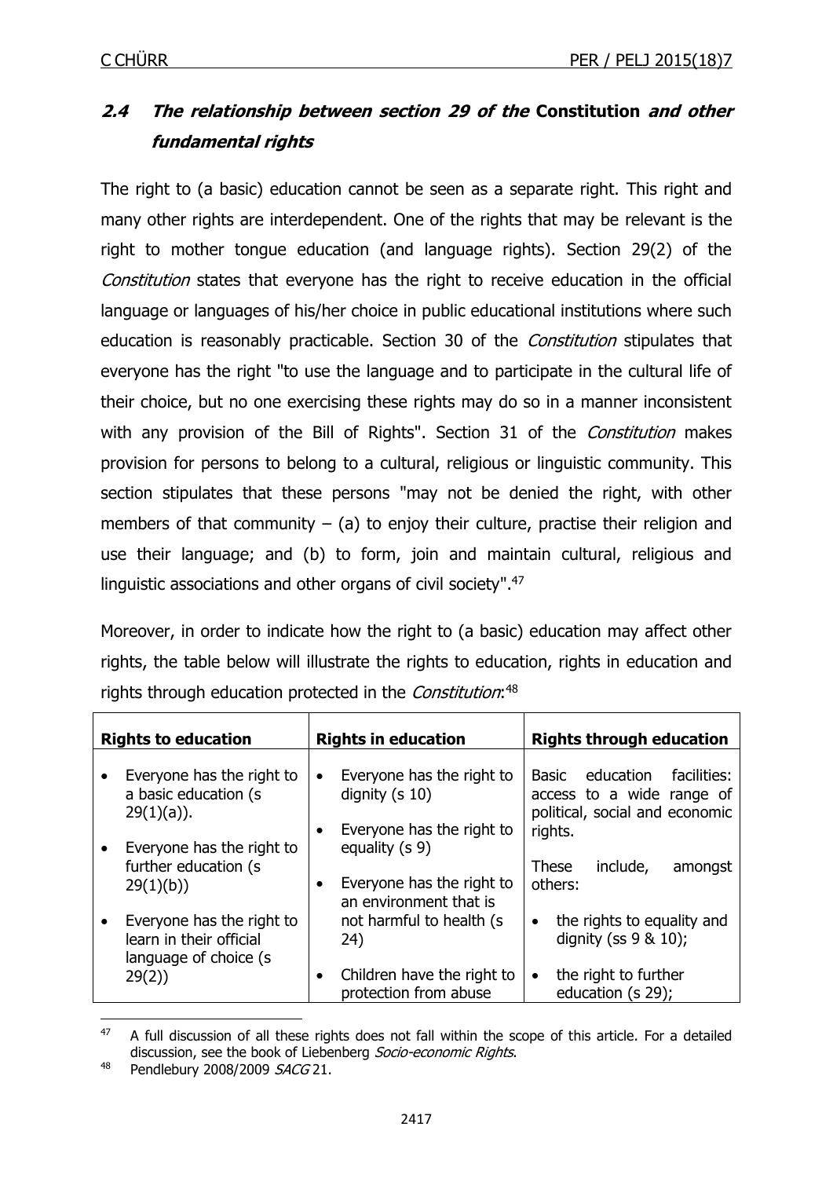## *2.4 The relationship between section 29 of the* **Constitution** *and other fundamental rights*

The right to (a basic) education cannot be seen as a separate right. This right and many other rights are interdependent. One of the rights that may be relevant is the right to mother tongue education (and language rights). Section 29(2) of the *Constitution* states that everyone has the right to receive education in the official language or languages of his/her choice in public educational institutions where such education is reasonably practicable. Section 30 of the *Constitution* stipulates that everyone has the right "to use the language and to participate in the cultural life of their choice, but no one exercising these rights may do so in a manner inconsistent with any provision of the Bill of Rights". Section 31 of the *Constitution* makes provision for persons to belong to a cultural, religious or linguistic community. This section stipulates that these persons "may not be denied the right, with other members of that community – (a) to enjoy their culture, practise their religion and use their language; and (b) to form, join and maintain cultural, religious and linguistic associations and other organs of civil society".[47]

Moreover, in order to indicate how the right to (a basic) education may affect other rights, the table below will illustrate the rights to education, rights in education and rights through education protected in the *Constitution*:[48]

| **Rights to education** | **Rights in education** | **Rights through education** |
|---|---|---|
| • Everyone has the right to a basic education (s 29(1)(a)).<br>• Everyone has the right to further education (s 29(1)(b))<br>• Everyone has the right to learn in their official language of choice (s 29(2)) | • Everyone has the right to dignity (s 10)<br>• Everyone has the right to equality (s 9)<br>• Everyone has the right to an environment that is not harmful to health (s 24)<br>• Children have the right to protection from abuse | Basic education facilities: access to a wide range of political, social and economic rights.<br>These include, amongst others:<br>• the rights to equality and dignity (ss 9 & 10);<br>• the right to further education (s 29); |

[47] A full discussion of all these rights does not fall within the scope of this article. For a detailed discussion, see the book of Liebenberg *Socio-economic Rights*.

[48] Pendlebury 2008/2009 *SACG* 21.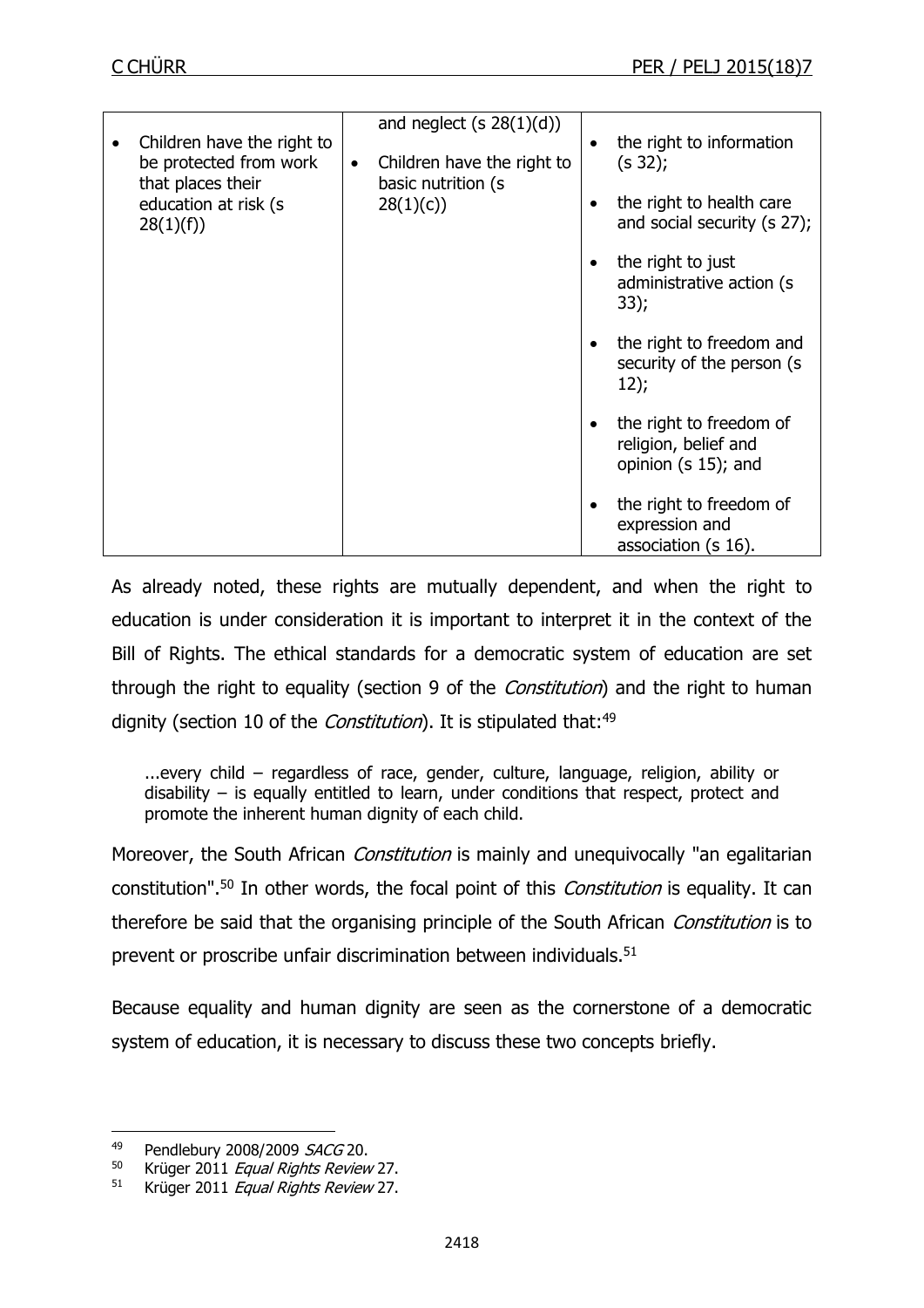| | | |
|---|---|---|
| • Children have the right to be protected from work that places their education at risk (s 28(1)(f)) | and neglect (s 28(1)(d))<br>• Children have the right to basic nutrition (s 28(1)(c)) | • the right to information (s 32);<br>• the right to health care and social security (s 27);<br>• the right to just administrative action (s 33);<br>• the right to freedom and security of the person (s 12);<br>• the right to freedom of religion, belief and opinion (s 15); and<br>• the right to freedom of expression and association (s 16). |

As already noted, these rights are mutually dependent, and when the right to education is under consideration it is important to interpret it in the context of the Bill of Rights. The ethical standards for a democratic system of education are set through the right to equality (section 9 of the *Constitution*) and the right to human dignity (section 10 of the *Constitution*). It is stipulated that:[49]

> ...every child – regardless of race, gender, culture, language, religion, ability or disability – is equally entitled to learn, under conditions that respect, protect and promote the inherent human dignity of each child.

Moreover, the South African *Constitution* is mainly and unequivocally "an egalitarian constitution".[50] In other words, the focal point of this *Constitution* is equality. It can therefore be said that the organising principle of the South African *Constitution* is to prevent or proscribe unfair discrimination between individuals.[51]

Because equality and human dignity are seen as the cornerstone of a democratic system of education, it is necessary to discuss these two concepts briefly.

---

[49] Pendlebury 2008/2009 *SACG* 20.

[50] Krüger 2011 *Equal Rights Review* 27.

[51] Krüger 2011 *Equal Rights Review* 27.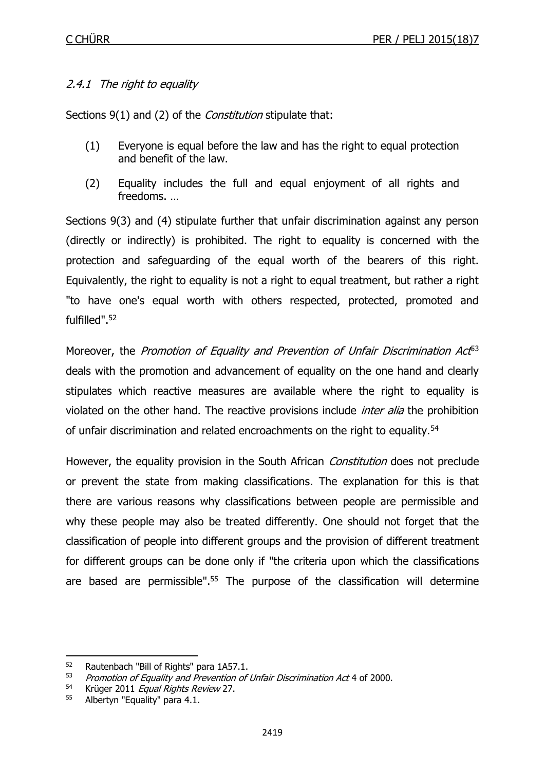#### *2.4.1 The right to equality*

Sections 9(1) and (2) of the *Constitution* stipulate that:

> (1) Everyone is equal before the law and has the right to equal protection and benefit of the law.
>
> (2) Equality includes the full and equal enjoyment of all rights and freedoms. …

Sections 9(3) and (4) stipulate further that unfair discrimination against any person (directly or indirectly) is prohibited. The right to equality is concerned with the protection and safeguarding of the equal worth of the bearers of this right. Equivalently, the right to equality is not a right to equal treatment, but rather a right "to have one's equal worth with others respected, protected, promoted and fulfilled".[52]

Moreover, the *Promotion of Equality and Prevention of Unfair Discrimination Act*[53] deals with the promotion and advancement of equality on the one hand and clearly stipulates which reactive measures are available where the right to equality is violated on the other hand. The reactive provisions include *inter alia* the prohibition of unfair discrimination and related encroachments on the right to equality.[54]

However, the equality provision in the South African *Constitution* does not preclude or prevent the state from making classifications. The explanation for this is that there are various reasons why classifications between people are permissible and why these people may also be treated differently. One should not forget that the classification of people into different groups and the provision of different treatment for different groups can be done only if "the criteria upon which the classifications are based are permissible".[55] The purpose of the classification will determine

---

[52] Rautenbach "Bill of Rights" para 1A57.1.

[53] *Promotion of Equality and Prevention of Unfair Discrimination Act* 4 of 2000.

[54] Krüger 2011 *Equal Rights Review* 27.

[55] Albertyn "Equality" para 4.1.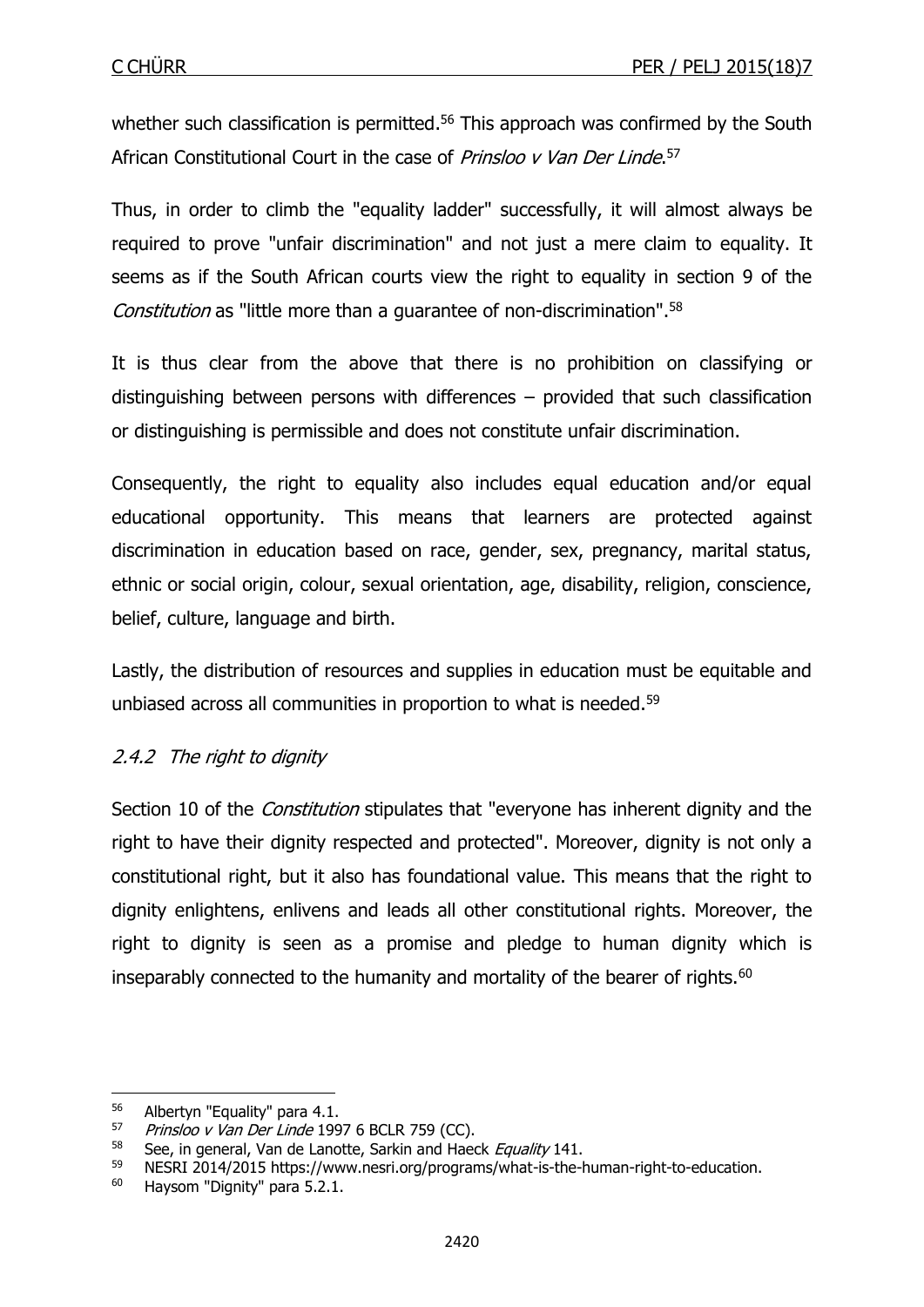whether such classification is permitted.[56] This approach was confirmed by the South African Constitutional Court in the case of *Prinsloo v Van Der Linde*.[57]

Thus, in order to climb the "equality ladder" successfully, it will almost always be required to prove "unfair discrimination" and not just a mere claim to equality. It seems as if the South African courts view the right to equality in section 9 of the *Constitution* as "little more than a guarantee of non-discrimination".[58]

It is thus clear from the above that there is no prohibition on classifying or distinguishing between persons with differences – provided that such classification or distinguishing is permissible and does not constitute unfair discrimination.

Consequently, the right to equality also includes equal education and/or equal educational opportunity. This means that learners are protected against discrimination in education based on race, gender, sex, pregnancy, marital status, ethnic or social origin, colour, sexual orientation, age, disability, religion, conscience, belief, culture, language and birth.

Lastly, the distribution of resources and supplies in education must be equitable and unbiased across all communities in proportion to what is needed.[59]

#### *2.4.2 The right to dignity*

Section 10 of the *Constitution* stipulates that "everyone has inherent dignity and the right to have their dignity respected and protected". Moreover, dignity is not only a constitutional right, but it also has foundational value. This means that the right to dignity enlightens, enlivens and leads all other constitutional rights. Moreover, the right to dignity is seen as a promise and pledge to human dignity which is inseparably connected to the humanity and mortality of the bearer of rights.[60]

---

[56] Albertyn "Equality" para 4.1.

[57] *Prinsloo v Van Der Linde* 1997 6 BCLR 759 (CC).

[58] See, in general, Van de Lanotte, Sarkin and Haeck *Equality* 141.

[59] NESRI 2014/2015 https://www.nesri.org/programs/what-is-the-human-right-to-education.

[60] Haysom "Dignity" para 5.2.1.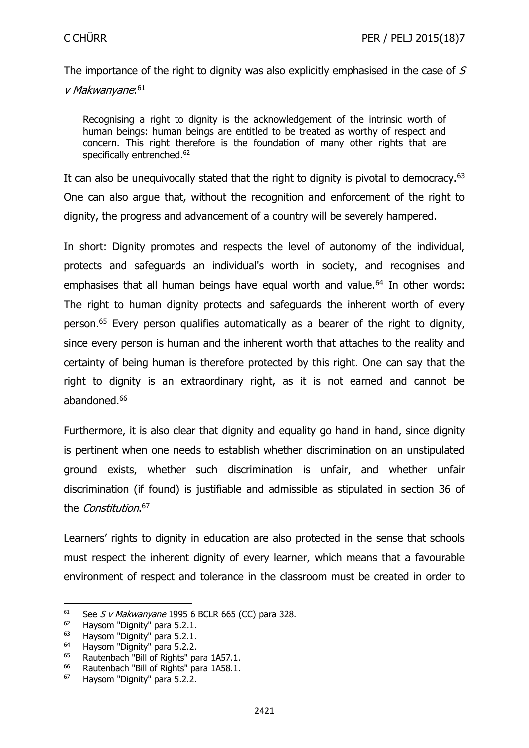The importance of the right to dignity was also explicitly emphasised in the case of *S v Makwanyane*:[61]

> Recognising a right to dignity is the acknowledgement of the intrinsic worth of human beings: human beings are entitled to be treated as worthy of respect and concern. This right therefore is the foundation of many other rights that are specifically entrenched.[62]

It can also be unequivocally stated that the right to dignity is pivotal to democracy.[63] One can also argue that, without the recognition and enforcement of the right to dignity, the progress and advancement of a country will be severely hampered.

In short: Dignity promotes and respects the level of autonomy of the individual, protects and safeguards an individual's worth in society, and recognises and emphasises that all human beings have equal worth and value.[64] In other words: The right to human dignity protects and safeguards the inherent worth of every person.[65] Every person qualifies automatically as a bearer of the right to dignity, since every person is human and the inherent worth that attaches to the reality and certainty of being human is therefore protected by this right. One can say that the right to dignity is an extraordinary right, as it is not earned and cannot be abandoned.[66]

Furthermore, it is also clear that dignity and equality go hand in hand, since dignity is pertinent when one needs to establish whether discrimination on an unstipulated ground exists, whether such discrimination is unfair, and whether unfair discrimination (if found) is justifiable and admissible as stipulated in section 36 of the *Constitution*.[67]

Learners' rights to dignity in education are also protected in the sense that schools must respect the inherent dignity of every learner, which means that a favourable environment of respect and tolerance in the classroom must be created in order to

---

[61] See *S v Makwanyane* 1995 6 BCLR 665 (CC) para 328.
[62] Haysom "Dignity" para 5.2.1.
[63] Haysom "Dignity" para 5.2.1.
[64] Haysom "Dignity" para 5.2.2.
[65] Rautenbach "Bill of Rights" para 1A57.1.
[66] Rautenbach "Bill of Rights" para 1A58.1.
[67] Haysom "Dignity" para 5.2.2.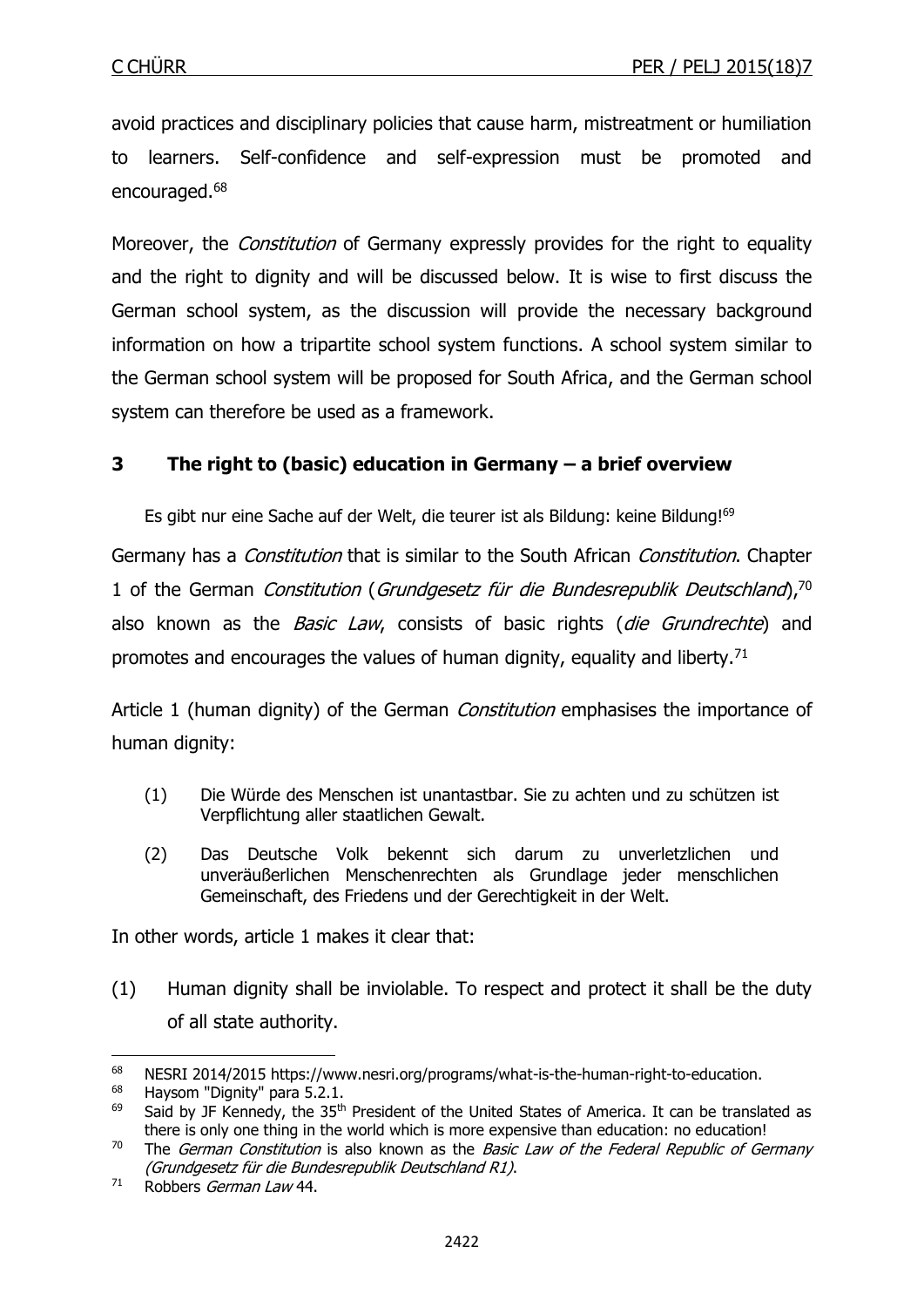avoid practices and disciplinary policies that cause harm, mistreatment or humiliation to learners. Self-confidence and self-expression must be promoted and encouraged.[68]

Moreover, the *Constitution* of Germany expressly provides for the right to equality and the right to dignity and will be discussed below. It is wise to first discuss the German school system, as the discussion will provide the necessary background information on how a tripartite school system functions. A school system similar to the German school system will be proposed for South Africa, and the German school system can therefore be used as a framework.

## 3 The right to (basic) education in Germany – a brief overview

> Es gibt nur eine Sache auf der Welt, die teurer ist als Bildung: keine Bildung![69]

Germany has a *Constitution* that is similar to the South African *Constitution*. Chapter 1 of the German *Constitution* (*Grundgesetz für die Bundesrepublik Deutschland*),[70] also known as the *Basic Law*, consists of basic rights (*die Grundrechte*) and promotes and encourages the values of human dignity, equality and liberty.[71]

Article 1 (human dignity) of the German *Constitution* emphasises the importance of human dignity:

> (1) Die Würde des Menschen ist unantastbar. Sie zu achten und zu schützen ist Verpflichtung aller staatlichen Gewalt.
>
> (2) Das Deutsche Volk bekennt sich darum zu unverletzlichen und unveräußerlichen Menschenrechten als Grundlage jeder menschlichen Gemeinschaft, des Friedens und der Gerechtigkeit in der Welt.

In other words, article 1 makes it clear that:

(1) Human dignity shall be inviolable. To respect and protect it shall be the duty of all state authority.

---

[68] NESRI 2014/2015 https://www.nesri.org/programs/what-is-the-human-right-to-education.

[68] Haysom "Dignity" para 5.2.1.

[69] Said by JF Kennedy, the 35th President of the United States of America. It can be translated as there is only one thing in the world which is more expensive than education: no education!

[70] The *German Constitution* is also known as the *Basic Law of the Federal Republic of Germany (Grundgesetz für die Bundesrepublik Deutschland R1)*.

[71] Robbers *German Law* 44.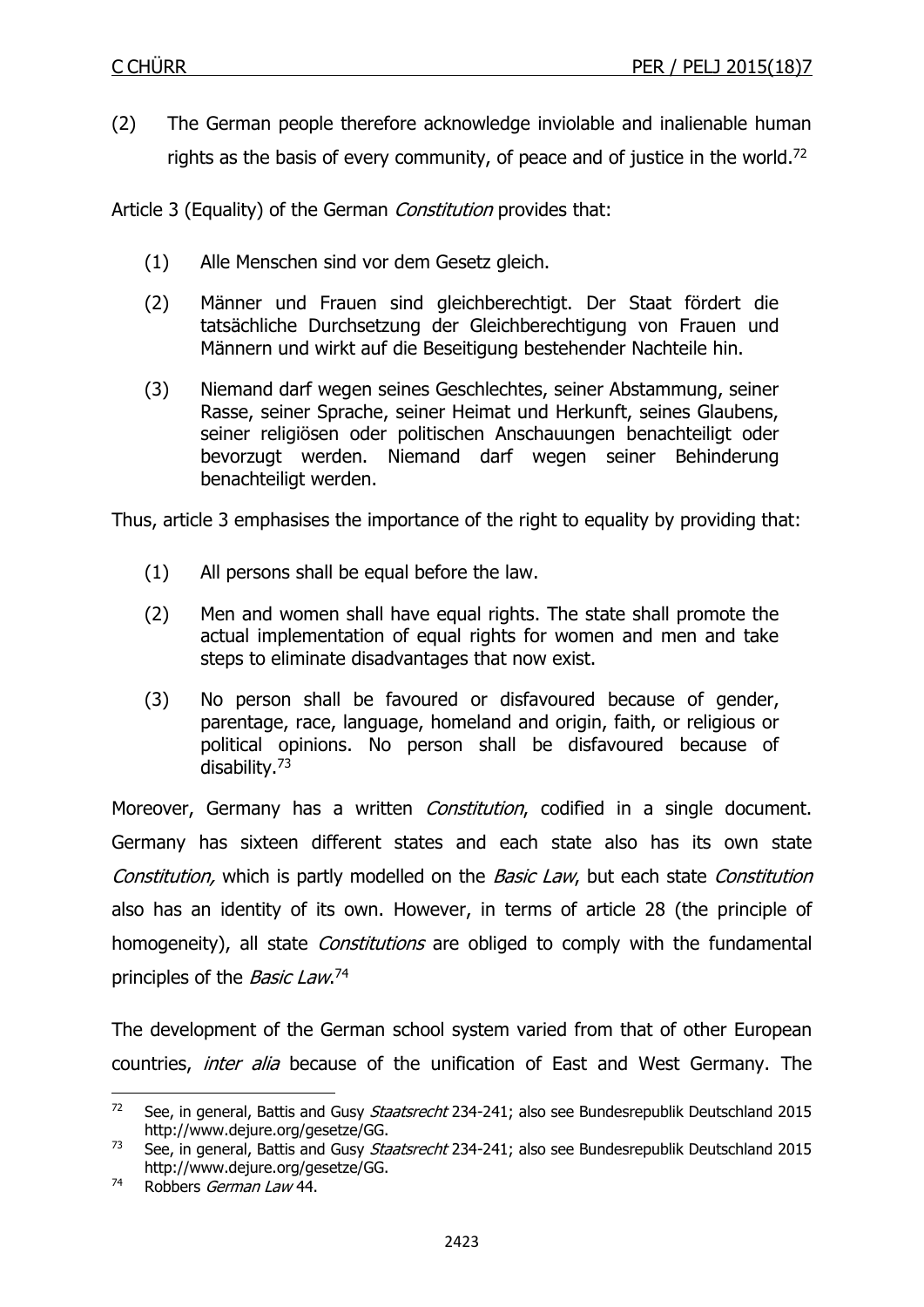(2) The German people therefore acknowledge inviolable and inalienable human rights as the basis of every community, of peace and of justice in the world.[72]

Article 3 (Equality) of the German *Constitution* provides that:

> (1) Alle Menschen sind vor dem Gesetz gleich.
>
> (2) Männer und Frauen sind gleichberechtigt. Der Staat fördert die tatsächliche Durchsetzung der Gleichberechtigung von Frauen und Männern und wirkt auf die Beseitigung bestehender Nachteile hin.
>
> (3) Niemand darf wegen seines Geschlechtes, seiner Abstammung, seiner Rasse, seiner Sprache, seiner Heimat und Herkunft, seines Glaubens, seiner religiösen oder politischen Anschauungen benachteiligt oder bevorzugt werden. Niemand darf wegen seiner Behinderung benachteiligt werden.

Thus, article 3 emphasises the importance of the right to equality by providing that:

> (1) All persons shall be equal before the law.
>
> (2) Men and women shall have equal rights. The state shall promote the actual implementation of equal rights for women and men and take steps to eliminate disadvantages that now exist.
>
> (3) No person shall be favoured or disfavoured because of gender, parentage, race, language, homeland and origin, faith, or religious or political opinions. No person shall be disfavoured because of disability.[73]

Moreover, Germany has a written *Constitution*, codified in a single document. Germany has sixteen different states and each state also has its own state *Constitution,* which is partly modelled on the *Basic Law*, but each state *Constitution* also has an identity of its own. However, in terms of article 28 (the principle of homogeneity), all state *Constitutions* are obliged to comply with the fundamental principles of the *Basic Law*.[74]

The development of the German school system varied from that of other European countries, *inter alia* because of the unification of East and West Germany. The

---

[72] See, in general, Battis and Gusy *Staatsrecht* 234-241; also see Bundesrepublik Deutschland 2015 http://www.dejure.org/gesetze/GG.

[73] See, in general, Battis and Gusy *Staatsrecht* 234-241; also see Bundesrepublik Deutschland 2015 http://www.dejure.org/gesetze/GG.

[74] Robbers *German Law* 44.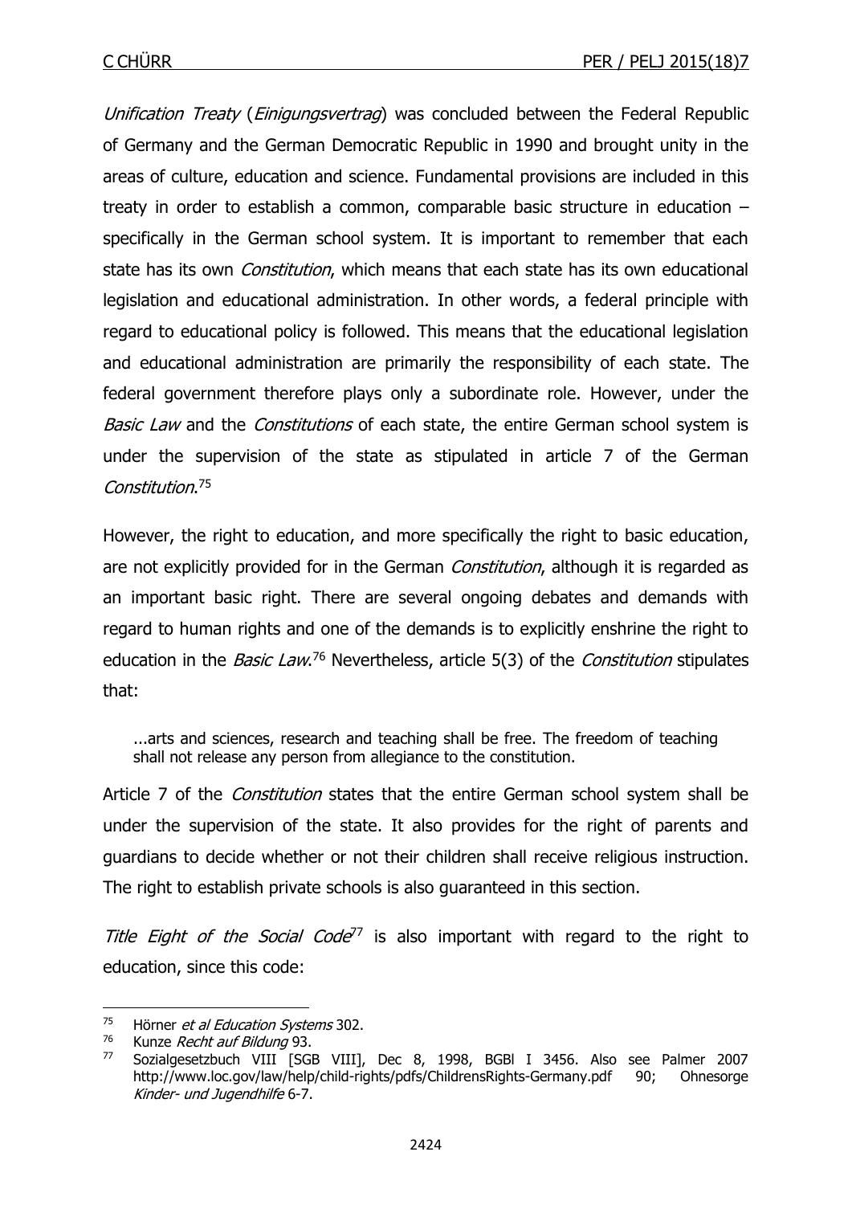*Unification Treaty* (*Einigungsvertrag*) was concluded between the Federal Republic of Germany and the German Democratic Republic in 1990 and brought unity in the areas of culture, education and science. Fundamental provisions are included in this treaty in order to establish a common, comparable basic structure in education – specifically in the German school system. It is important to remember that each state has its own *Constitution*, which means that each state has its own educational legislation and educational administration. In other words, a federal principle with regard to educational policy is followed. This means that the educational legislation and educational administration are primarily the responsibility of each state. The federal government therefore plays only a subordinate role. However, under the *Basic Law* and the *Constitutions* of each state, the entire German school system is under the supervision of the state as stipulated in article 7 of the German *Constitution*.[75]

However, the right to education, and more specifically the right to basic education, are not explicitly provided for in the German *Constitution*, although it is regarded as an important basic right. There are several ongoing debates and demands with regard to human rights and one of the demands is to explicitly enshrine the right to education in the *Basic Law*.[76] Nevertheless, article 5(3) of the *Constitution* stipulates that:

> ...arts and sciences, research and teaching shall be free. The freedom of teaching shall not release any person from allegiance to the constitution.

Article 7 of the *Constitution* states that the entire German school system shall be under the supervision of the state. It also provides for the right of parents and guardians to decide whether or not their children shall receive religious instruction. The right to establish private schools is also guaranteed in this section.

*Title Eight of the Social Code*[77] is also important with regard to the right to education, since this code:

---

[75] Hörner *et al Education Systems* 302.

[76] Kunze *Recht auf Bildung* 93.

[77] Sozialgesetzbuch VIII [SGB VIII], Dec 8, 1998, BGBl I 3456. Also see Palmer 2007 http://www.loc.gov/law/help/child-rights/pdfs/ChildrensRights-Germany.pdf 90; Ohnesorge *Kinder- und Jugendhilfe* 6-7.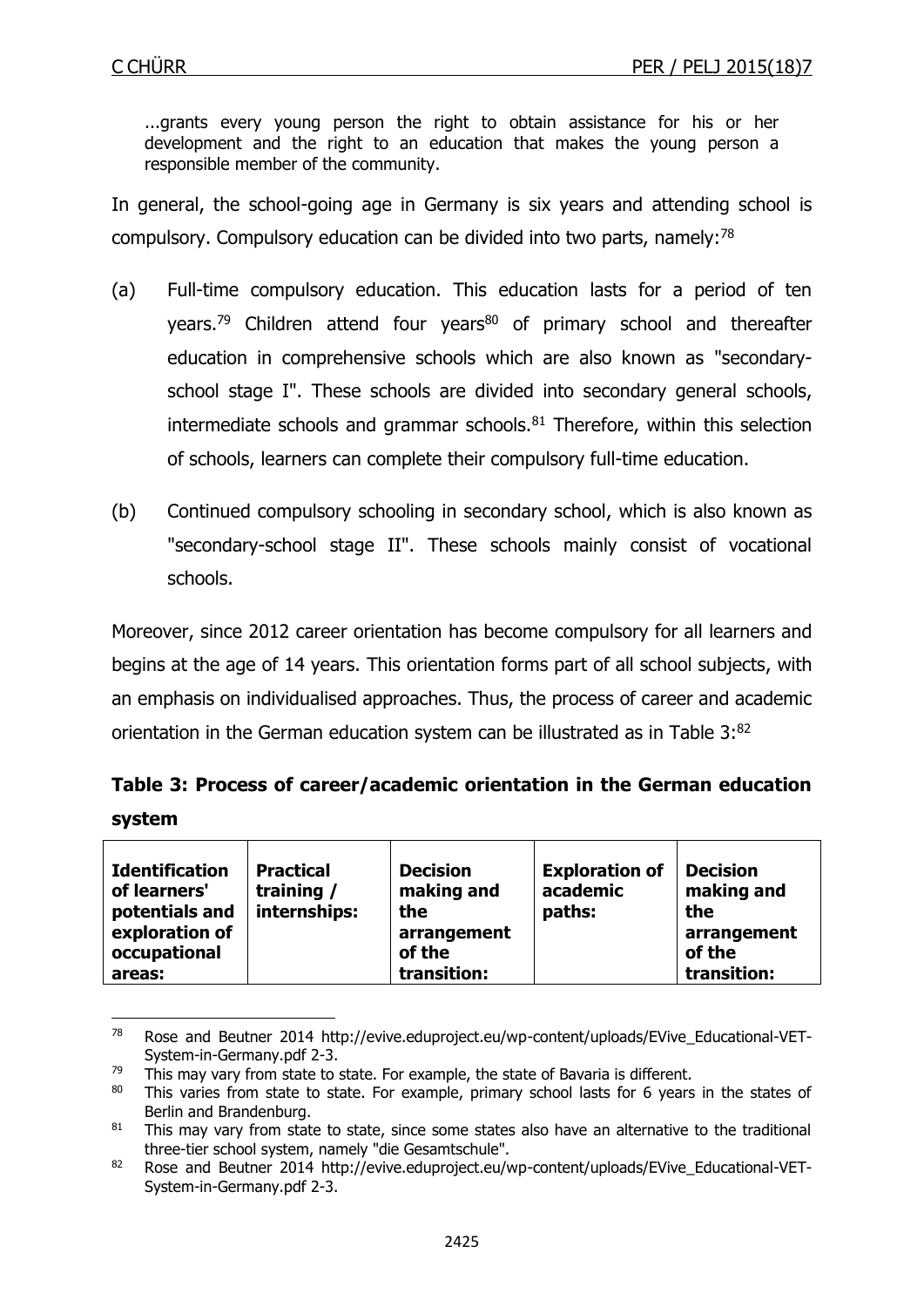> ...grants every young person the right to obtain assistance for his or her development and the right to an education that makes the young person a responsible member of the community.

In general, the school-going age in Germany is six years and attending school is compulsory. Compulsory education can be divided into two parts, namely:[78]

(a) Full-time compulsory education. This education lasts for a period of ten years.[79] Children attend four years[80] of primary school and thereafter education in comprehensive schools which are also known as "secondary-school stage I". These schools are divided into secondary general schools, intermediate schools and grammar schools.[81] Therefore, within this selection of schools, learners can complete their compulsory full-time education.

(b) Continued compulsory schooling in secondary school, which is also known as "secondary-school stage II". These schools mainly consist of vocational schools.

Moreover, since 2012 career orientation has become compulsory for all learners and begins at the age of 14 years. This orientation forms part of all school subjects, with an emphasis on individualised approaches. Thus, the process of career and academic orientation in the German education system can be illustrated as in Table 3:[82]

**Table 3: Process of career/academic orientation in the German education system**

| **Identification of learners' potentials and exploration of occupational areas:** | **Practical training / internships:** | **Decision making and the arrangement of the transition:** | **Exploration of academic paths:** | **Decision making and the arrangement of the transition:** |
|---|---|---|---|---|

[78] Rose and Beutner 2014 http://evive.eduproject.eu/wp-content/uploads/EVive_Educational-VET-System-in-Germany.pdf 2-3.

[79] This may vary from state to state. For example, the state of Bavaria is different.

[80] This varies from state to state. For example, primary school lasts for 6 years in the states of Berlin and Brandenburg.

[81] This may vary from state to state, since some states also have an alternative to the traditional three-tier school system, namely "die Gesamtschule".

[82] Rose and Beutner 2014 http://evive.eduproject.eu/wp-content/uploads/EVive_Educational-VET-System-in-Germany.pdf 2-3.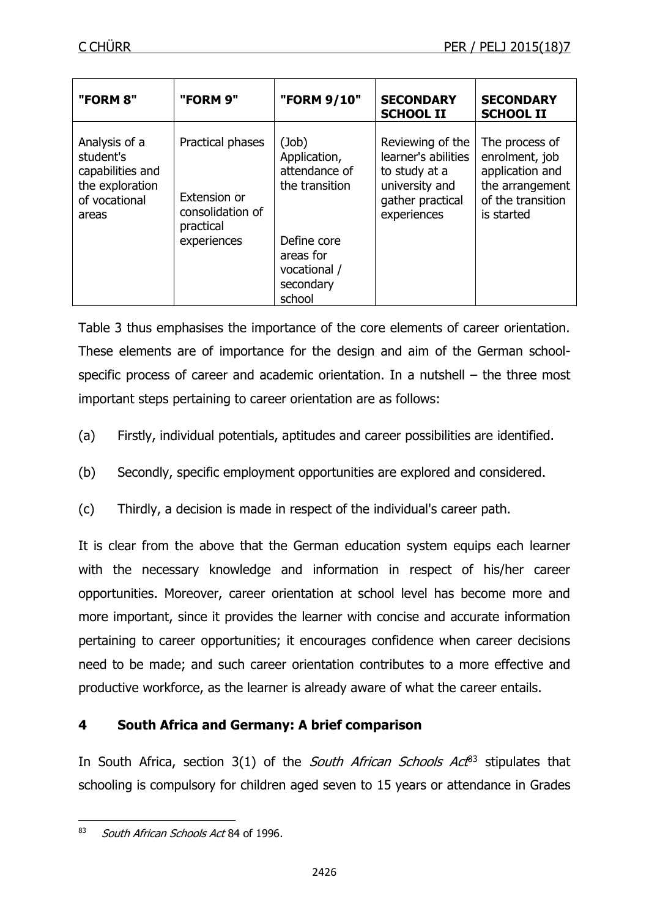| "FORM 8" | "FORM 9" | "FORM 9/10" | SECONDARY SCHOOL II | SECONDARY SCHOOL II |
|---|---|---|---|---|
| Analysis of a student's capabilities and the exploration of vocational areas | Practical phases<br><br>Extension or consolidation of practical experiences | (Job) Application, attendance of the transition<br><br>Define core areas for vocational / secondary school | Reviewing of the learner's abilities to study at a university and gather practical experiences | The process of enrolment, job application and the arrangement of the transition is started |

Table 3 thus emphasises the importance of the core elements of career orientation. These elements are of importance for the design and aim of the German school-specific process of career and academic orientation. In a nutshell – the three most important steps pertaining to career orientation are as follows:

(a) Firstly, individual potentials, aptitudes and career possibilities are identified.

(b) Secondly, specific employment opportunities are explored and considered.

(c) Thirdly, a decision is made in respect of the individual's career path.

It is clear from the above that the German education system equips each learner with the necessary knowledge and information in respect of his/her career opportunities. Moreover, career orientation at school level has become more and more important, since it provides the learner with concise and accurate information pertaining to career opportunities; it encourages confidence when career decisions need to be made; and such career orientation contributes to a more effective and productive workforce, as the learner is already aware of what the career entails.

## 4 South Africa and Germany: A brief comparison

In South Africa, section 3(1) of the *South African Schools Act*[83] stipulates that schooling is compulsory for children aged seven to 15 years or attendance in Grades

[83] *South African Schools Act* 84 of 1996.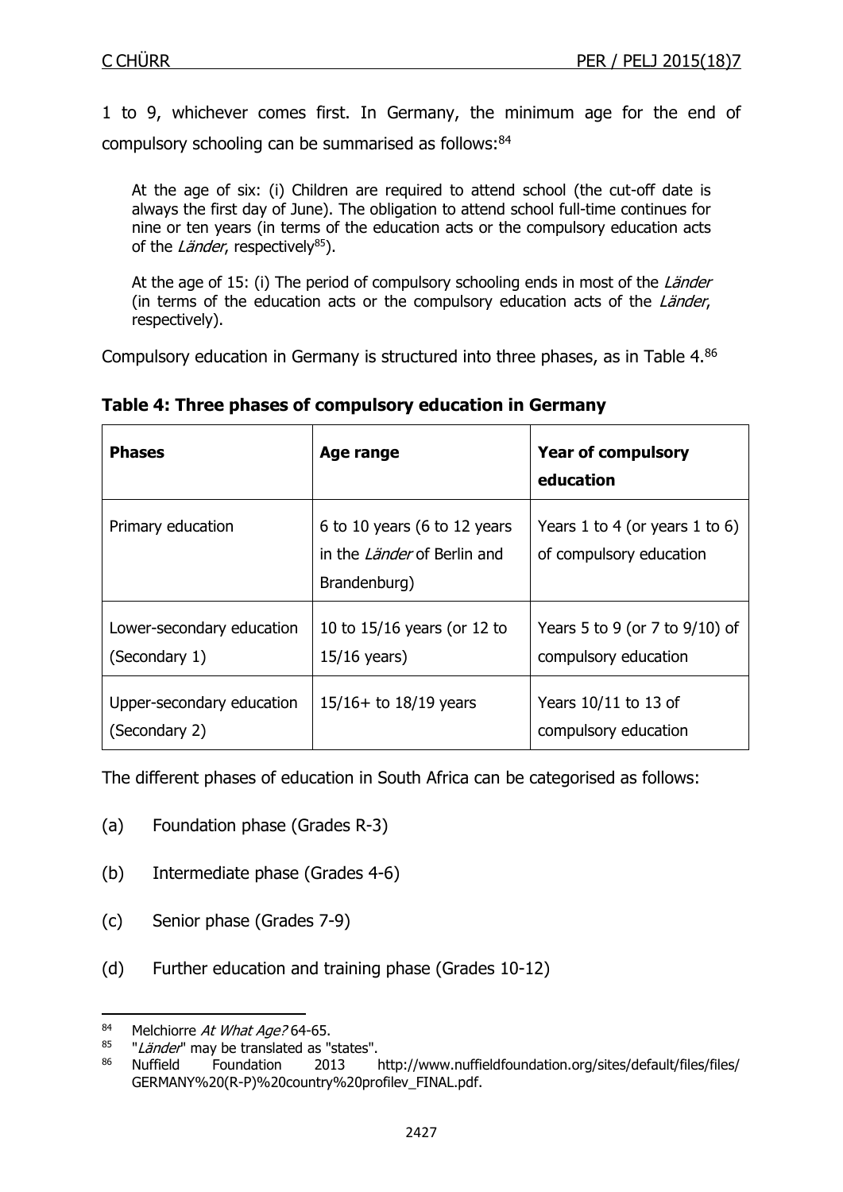1 to 9, whichever comes first. In Germany, the minimum age for the end of compulsory schooling can be summarised as follows:[84]

> At the age of six: (i) Children are required to attend school (the cut-off date is always the first day of June). The obligation to attend school full-time continues for nine or ten years (in terms of the education acts or the compulsory education acts of the *Länder*, respectively[85]).
>
> At the age of 15: (i) The period of compulsory schooling ends in most of the *Länder* (in terms of the education acts or the compulsory education acts of the *Länder*, respectively).

Compulsory education in Germany is structured into three phases, as in Table 4.[86]

**Table 4: Three phases of compulsory education in Germany**

| **Phases** | **Age range** | **Year of compulsory education** |
|---|---|---|
| Primary education | 6 to 10 years (6 to 12 years in the *Länder* of Berlin and Brandenburg) | Years 1 to 4 (or years 1 to 6) of compulsory education |
| Lower-secondary education (Secondary 1) | 10 to 15/16 years (or 12 to 15/16 years) | Years 5 to 9 (or 7 to 9/10) of compulsory education |
| Upper-secondary education (Secondary 2) | 15/16+ to 18/19 years | Years 10/11 to 13 of compulsory education |

The different phases of education in South Africa can be categorised as follows:

(a) Foundation phase (Grades R-3)

(b) Intermediate phase (Grades 4-6)

(c) Senior phase (Grades 7-9)

(d) Further education and training phase (Grades 10-12)

---

[84] Melchiorre *At What Age?* 64-65.

[85] "*Länder*" may be translated as "states".

[86] Nuffield Foundation 2013 http://www.nuffieldfoundation.org/sites/default/files/files/GERMANY%20(R-P)%20country%20profilev_FINAL.pdf.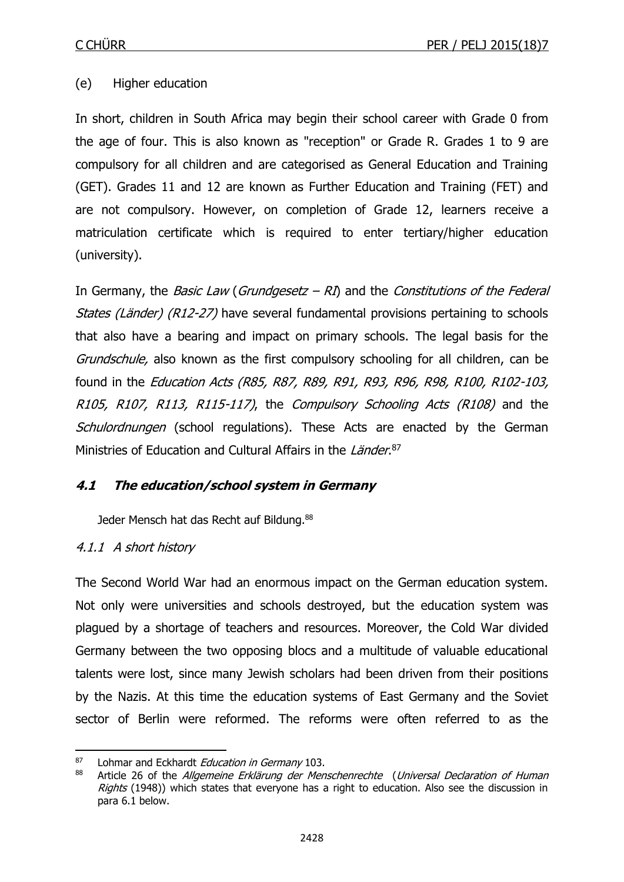(e) Higher education

In short, children in South Africa may begin their school career with Grade 0 from the age of four. This is also known as "reception" or Grade R. Grades 1 to 9 are compulsory for all children and are categorised as General Education and Training (GET). Grades 11 and 12 are known as Further Education and Training (FET) and are not compulsory. However, on completion of Grade 12, learners receive a matriculation certificate which is required to enter tertiary/higher education (university).

In Germany, the *Basic Law* (*Grundgesetz – RI*) and the *Constitutions of the Federal States (Länder) (R12-27)* have several fundamental provisions pertaining to schools that also have a bearing and impact on primary schools. The legal basis for the *Grundschule,* also known as the first compulsory schooling for all children, can be found in the *Education Acts (R85, R87, R89, R91, R93, R96, R98, R100, R102-103, R105, R107, R113, R115-117)*, the *Compulsory Schooling Acts (R108)* and the *Schulordnungen* (school regulations). These Acts are enacted by the German Ministries of Education and Cultural Affairs in the *Länder*.[87]

### ***4.1 The education/school system in Germany***

> Jeder Mensch hat das Recht auf Bildung.[88]

#### *4.1.1 A short history*

The Second World War had an enormous impact on the German education system. Not only were universities and schools destroyed, but the education system was plagued by a shortage of teachers and resources. Moreover, the Cold War divided Germany between the two opposing blocs and a multitude of valuable educational talents were lost, since many Jewish scholars had been driven from their positions by the Nazis. At this time the education systems of East Germany and the Soviet sector of Berlin were reformed. The reforms were often referred to as the

---

[87] Lohmar and Eckhardt *Education in Germany* 103.

[88] Article 26 of the *Allgemeine Erklärung der Menschenrechte* (*Universal Declaration of Human Rights* (1948)) which states that everyone has a right to education. Also see the discussion in para 6.1 below.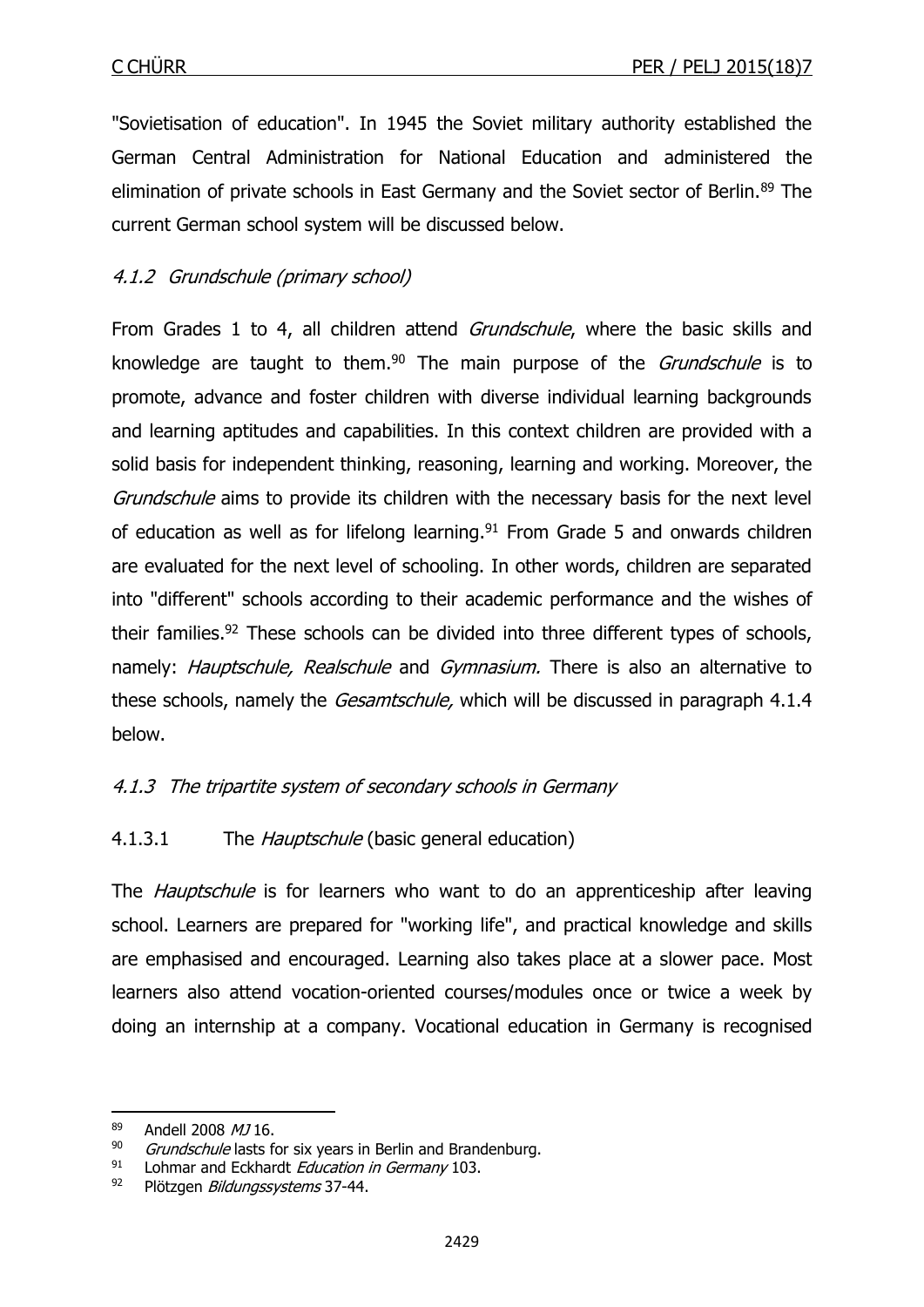"Sovietisation of education". In 1945 the Soviet military authority established the German Central Administration for National Education and administered the elimination of private schools in East Germany and the Soviet sector of Berlin.[89] The current German school system will be discussed below.

### *4.1.2 Grundschule (primary school)*

From Grades 1 to 4, all children attend *Grundschule*, where the basic skills and knowledge are taught to them.[90] The main purpose of the *Grundschule* is to promote, advance and foster children with diverse individual learning backgrounds and learning aptitudes and capabilities. In this context children are provided with a solid basis for independent thinking, reasoning, learning and working. Moreover, the *Grundschule* aims to provide its children with the necessary basis for the next level of education as well as for lifelong learning.[91] From Grade 5 and onwards children are evaluated for the next level of schooling. In other words, children are separated into "different" schools according to their academic performance and the wishes of their families.[92] These schools can be divided into three different types of schools, namely: *Hauptschule, Realschule* and *Gymnasium.* There is also an alternative to these schools, namely the *Gesamtschule,* which will be discussed in paragraph 4.1.4 below.

### *4.1.3 The tripartite system of secondary schools in Germany*

#### 4.1.3.1 The *Hauptschule* (basic general education)

The *Hauptschule* is for learners who want to do an apprenticeship after leaving school. Learners are prepared for "working life", and practical knowledge and skills are emphasised and encouraged. Learning also takes place at a slower pace. Most learners also attend vocation-oriented courses/modules once or twice a week by doing an internship at a company. Vocational education in Germany is recognised

---

[89] Andell 2008 *MJ* 16.

[90] *Grundschule* lasts for six years in Berlin and Brandenburg.

[91] Lohmar and Eckhardt *Education in Germany* 103.

[92] Plötzgen *Bildungssystems* 37-44.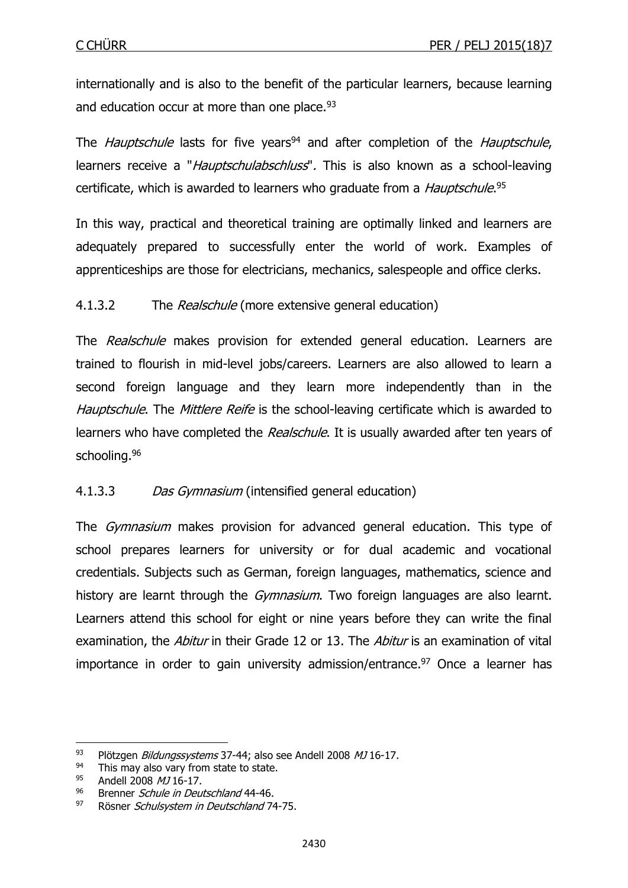internationally and is also to the benefit of the particular learners, because learning and education occur at more than one place.[93]

The *Hauptschule* lasts for five years[94] and after completion of the *Hauptschule*, learners receive a "*Hauptschulabschluss*". This is also known as a school-leaving certificate, which is awarded to learners who graduate from a *Hauptschule*.[95]

In this way, practical and theoretical training are optimally linked and learners are adequately prepared to successfully enter the world of work. Examples of apprenticeships are those for electricians, mechanics, salespeople and office clerks.

#### 4.1.3.2 The *Realschule* (more extensive general education)

The *Realschule* makes provision for extended general education. Learners are trained to flourish in mid-level jobs/careers. Learners are also allowed to learn a second foreign language and they learn more independently than in the *Hauptschule*. The *Mittlere Reife* is the school-leaving certificate which is awarded to learners who have completed the *Realschule*. It is usually awarded after ten years of schooling.[96]

#### 4.1.3.3 *Das Gymnasium* (intensified general education)

The *Gymnasium* makes provision for advanced general education. This type of school prepares learners for university or for dual academic and vocational credentials. Subjects such as German, foreign languages, mathematics, science and history are learnt through the *Gymnasium*. Two foreign languages are also learnt. Learners attend this school for eight or nine years before they can write the final examination, the *Abitur* in their Grade 12 or 13. The *Abitur* is an examination of vital importance in order to gain university admission/entrance.[97] Once a learner has

---

[93] Plötzgen *Bildungssystems* 37-44; also see Andell 2008 *MJ* 16-17.

[94] This may also vary from state to state.

[95] Andell 2008 *MJ* 16-17.

[96] Brenner *Schule in Deutschland* 44-46.

[97] Rösner *Schulsystem in Deutschland* 74-75.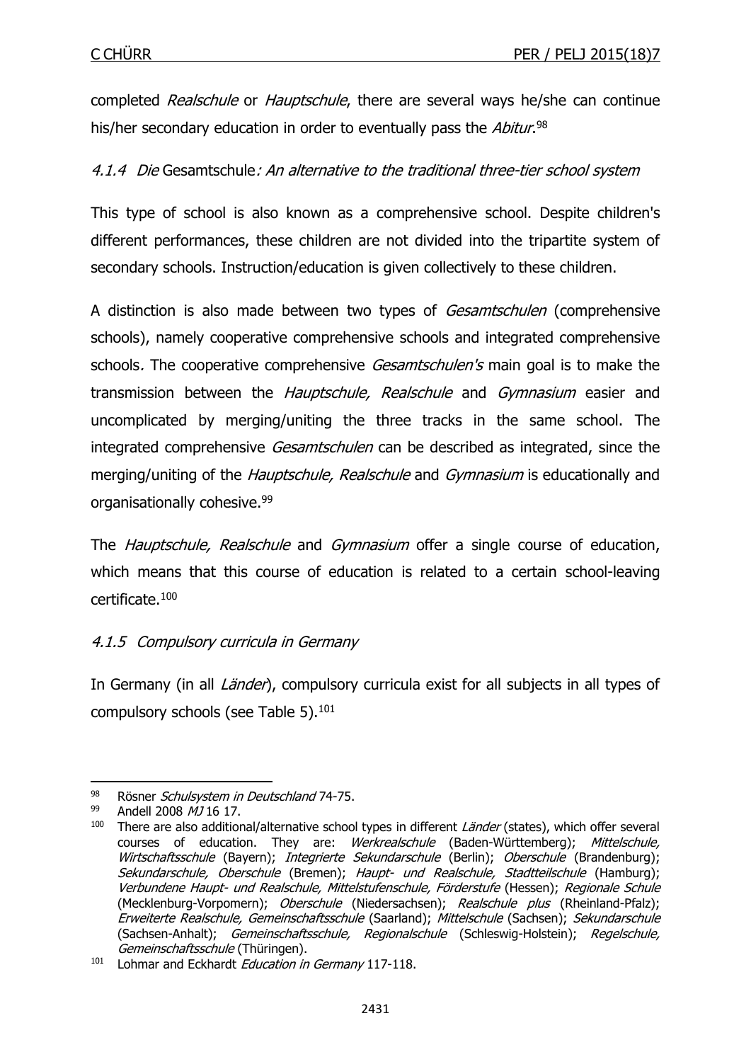completed *Realschule* or *Hauptschule*, there are several ways he/she can continue his/her secondary education in order to eventually pass the *Abitur*.[98]

#### *4.1.4 Die* Gesamtschule*: An alternative to the traditional three-tier school system*

This type of school is also known as a comprehensive school. Despite children's different performances, these children are not divided into the tripartite system of secondary schools. Instruction/education is given collectively to these children.

A distinction is also made between two types of *Gesamtschulen* (comprehensive schools), namely cooperative comprehensive schools and integrated comprehensive schools. The cooperative comprehensive *Gesamtschulen's* main goal is to make the transmission between the *Hauptschule, Realschule* and *Gymnasium* easier and uncomplicated by merging/uniting the three tracks in the same school. The integrated comprehensive *Gesamtschulen* can be described as integrated, since the merging/uniting of the *Hauptschule, Realschule* and *Gymnasium* is educationally and organisationally cohesive.[99]

The *Hauptschule, Realschule* and *Gymnasium* offer a single course of education, which means that this course of education is related to a certain school-leaving certificate.[100]

#### *4.1.5 Compulsory curricula in Germany*

In Germany (in all *Länder*), compulsory curricula exist for all subjects in all types of compulsory schools (see Table 5).[101]

---

98 Rösner *Schulsystem in Deutschland* 74-75.

99 Andell 2008 *MJ* 16 17.

100 There are also additional/alternative school types in different *Länder* (states), which offer several courses of education. They are: *Werkrealschule* (Baden-Württemberg); *Mittelschule, Wirtschaftsschule* (Bayern); *Integrierte Sekundarschule* (Berlin); *Oberschule* (Brandenburg); *Sekundarschule, Oberschule* (Bremen); *Haupt- und Realschule, Stadtteilschule* (Hamburg); *Verbundene Haupt- und Realschule, Mittelstufenschule, Förderstufe* (Hessen); *Regionale Schule* (Mecklenburg-Vorpomern); *Oberschule* (Niedersachsen); *Realschule plus* (Rheinland-Pfalz); *Erweiterte Realschule, Gemeinschaftsschule* (Saarland); *Mittelschule* (Sachsen); *Sekundarschule* (Sachsen-Anhalt); *Gemeinschaftsschule, Regionalschule* (Schleswig-Holstein); *Regelschule, Gemeinschaftsschule* (Thüringen).

101 Lohmar and Eckhardt *Education in Germany* 117-118.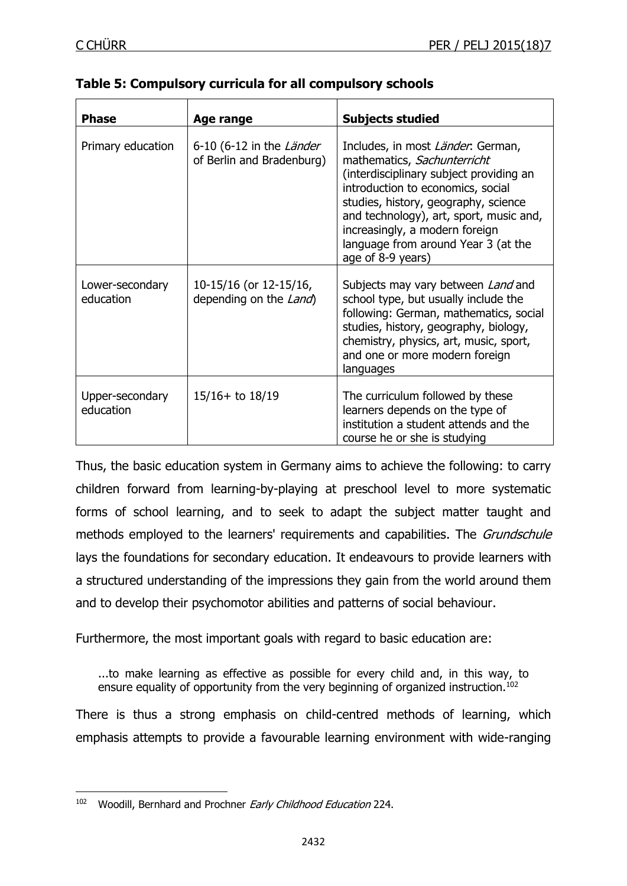**Table 5: Compulsory curricula for all compulsory schools**

| Phase | Age range | Subjects studied |
|---|---|---|
| Primary education | 6-10 (6-12 in the *Länder* of Berlin and Bradenburg) | Includes, in most *Länder*: German, mathematics, *Sachunterricht* (interdisciplinary subject providing an introduction to economics, social studies, history, geography, science and technology), art, sport, music and, increasingly, a modern foreign language from around Year 3 (at the age of 8-9 years) |
| Lower-secondary education | 10-15/16 (or 12-15/16, depending on the *Land*) | Subjects may vary between *Land* and school type, but usually include the following: German, mathematics, social studies, history, geography, biology, chemistry, physics, art, music, sport, and one or more modern foreign languages |
| Upper-secondary education | 15/16+ to 18/19 | The curriculum followed by these learners depends on the type of institution a student attends and the course he or she is studying |

Thus, the basic education system in Germany aims to achieve the following: to carry children forward from learning-by-playing at preschool level to more systematic forms of school learning, and to seek to adapt the subject matter taught and methods employed to the learners' requirements and capabilities. The *Grundschule* lays the foundations for secondary education. It endeavours to provide learners with a structured understanding of the impressions they gain from the world around them and to develop their psychomotor abilities and patterns of social behaviour.

Furthermore, the most important goals with regard to basic education are:

> ...to make learning as effective as possible for every child and, in this way, to ensure equality of opportunity from the very beginning of organized instruction.[102]

There is thus a strong emphasis on child-centred methods of learning, which emphasis attempts to provide a favourable learning environment with wide-ranging

---

[102] Woodill, Bernhard and Prochner *Early Childhood Education* 224.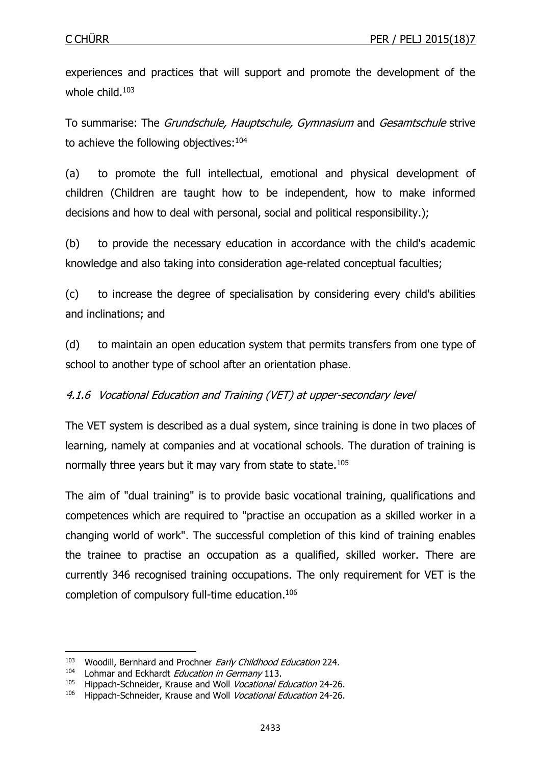experiences and practices that will support and promote the development of the whole child.[103]

To summarise: The *Grundschule, Hauptschule, Gymnasium* and *Gesamtschule* strive to achieve the following objectives:[104]

(a) to promote the full intellectual, emotional and physical development of children (Children are taught how to be independent, how to make informed decisions and how to deal with personal, social and political responsibility.);

(b) to provide the necessary education in accordance with the child's academic knowledge and also taking into consideration age-related conceptual faculties;

(c) to increase the degree of specialisation by considering every child's abilities and inclinations; and

(d) to maintain an open education system that permits transfers from one type of school to another type of school after an orientation phase.

### *4.1.6 Vocational Education and Training (VET) at upper-secondary level*

The VET system is described as a dual system, since training is done in two places of learning, namely at companies and at vocational schools. The duration of training is normally three years but it may vary from state to state.[105]

The aim of "dual training" is to provide basic vocational training, qualifications and competences which are required to "practise an occupation as a skilled worker in a changing world of work". The successful completion of this kind of training enables the trainee to practise an occupation as a qualified, skilled worker. There are currently 346 recognised training occupations. The only requirement for VET is the completion of compulsory full-time education.[106]

---

[103] Woodill, Bernhard and Prochner *Early Childhood Education* 224.

[104] Lohmar and Eckhardt *Education in Germany* 113.

[105] Hippach-Schneider, Krause and Woll *Vocational Education* 24-26.

[106] Hippach-Schneider, Krause and Woll *Vocational Education* 24-26.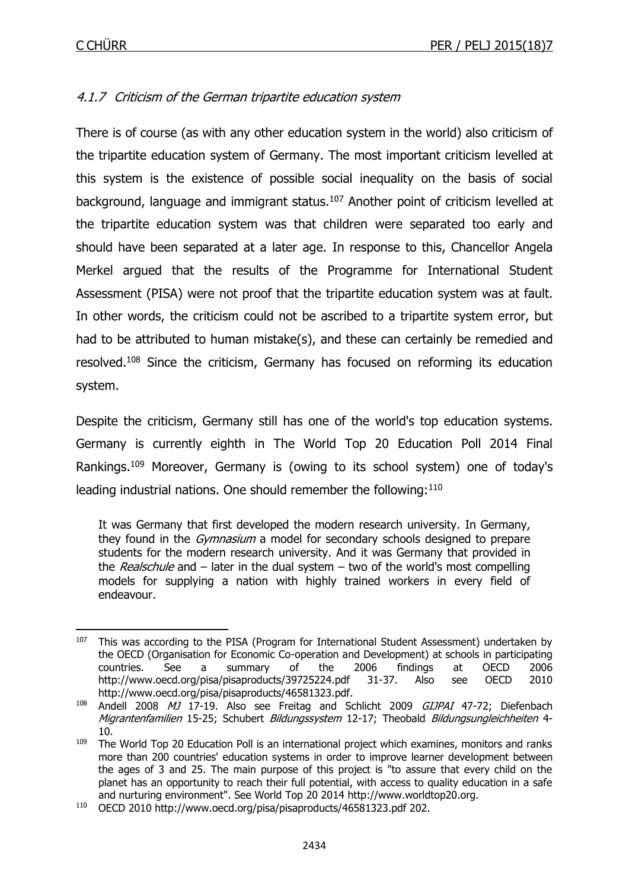#### *4.1.7 Criticism of the German tripartite education system*

There is of course (as with any other education system in the world) also criticism of the tripartite education system of Germany. The most important criticism levelled at this system is the existence of possible social inequality on the basis of social background, language and immigrant status.[107] Another point of criticism levelled at the tripartite education system was that children were separated too early and should have been separated at a later age. In response to this, Chancellor Angela Merkel argued that the results of the Programme for International Student Assessment (PISA) were not proof that the tripartite education system was at fault. In other words, the criticism could not be ascribed to a tripartite system error, but had to be attributed to human mistake(s), and these can certainly be remedied and resolved.[108] Since the criticism, Germany has focused on reforming its education system.

Despite the criticism, Germany still has one of the world's top education systems. Germany is currently eighth in The World Top 20 Education Poll 2014 Final Rankings.[109] Moreover, Germany is (owing to its school system) one of today's leading industrial nations. One should remember the following:[110]

> It was Germany that first developed the modern research university. In Germany, they found in the *Gymnasium* a model for secondary schools designed to prepare students for the modern research university. And it was Germany that provided in the *Realschule* and – later in the dual system – two of the world's most compelling models for supplying a nation with highly trained workers in every field of endeavour.

---

[107] This was according to the PISA (Program for International Student Assessment) undertaken by the OECD (Organisation for Economic Co-operation and Development) at schools in participating countries. See a summary of the 2006 findings at OECD 2006 http://www.oecd.org/pisa/pisaproducts/39725224.pdf 31-37. Also see OECD 2010 http://www.oecd.org/pisa/pisaproducts/46581323.pdf.

[108] Andell 2008 *MJ* 17-19. Also see Freitag and Schlicht 2009 *GIJPAI* 47-72; Diefenbach *Migrantenfamilien* 15-25; Schubert *Bildungssystem* 12-17; Theobald *Bildungsungleichheiten* 4-10.

[109] The World Top 20 Education Poll is an international project which examines, monitors and ranks more than 200 countries' education systems in order to improve learner development between the ages of 3 and 25. The main purpose of this project is "to assure that every child on the planet has an opportunity to reach their full potential, with access to quality education in a safe and nurturing environment". See World Top 20 2014 http://www.worldtop20.org.

[110] OECD 2010 http://www.oecd.org/pisa/pisaproducts/46581323.pdf 202.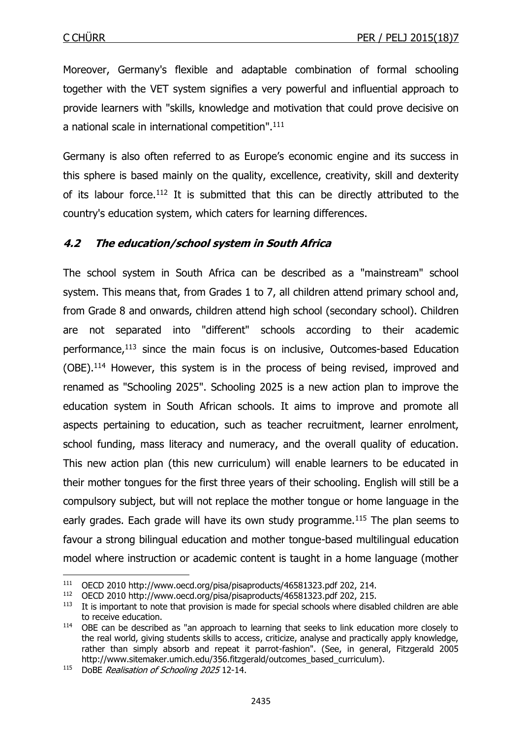Moreover, Germany's flexible and adaptable combination of formal schooling together with the VET system signifies a very powerful and influential approach to provide learners with "skills, knowledge and motivation that could prove decisive on a national scale in international competition".[111]

Germany is also often referred to as Europe's economic engine and its success in this sphere is based mainly on the quality, excellence, creativity, skill and dexterity of its labour force.[112] It is submitted that this can be directly attributed to the country's education system, which caters for learning differences.

### *4.2 The education/school system in South Africa*

The school system in South Africa can be described as a "mainstream" school system. This means that, from Grades 1 to 7, all children attend primary school and, from Grade 8 and onwards, children attend high school (secondary school). Children are not separated into "different" schools according to their academic performance,[113] since the main focus is on inclusive, Outcomes-based Education (OBE).[114] However, this system is in the process of being revised, improved and renamed as "Schooling 2025". Schooling 2025 is a new action plan to improve the education system in South African schools. It aims to improve and promote all aspects pertaining to education, such as teacher recruitment, learner enrolment, school funding, mass literacy and numeracy, and the overall quality of education. This new action plan (this new curriculum) will enable learners to be educated in their mother tongues for the first three years of their schooling. English will still be a compulsory subject, but will not replace the mother tongue or home language in the early grades. Each grade will have its own study programme.[115] The plan seems to favour a strong bilingual education and mother tongue-based multilingual education model where instruction or academic content is taught in a home language (mother

---

[111] OECD 2010 http://www.oecd.org/pisa/pisaproducts/46581323.pdf 202, 214.

[112] OECD 2010 http://www.oecd.org/pisa/pisaproducts/46581323.pdf 202, 215.

[113] It is important to note that provision is made for special schools where disabled children are able to receive education.

[114] OBE can be described as "an approach to learning that seeks to link education more closely to the real world, giving students skills to access, criticize, analyse and practically apply knowledge, rather than simply absorb and repeat it parrot-fashion". (See, in general, Fitzgerald 2005 http://www.sitemaker.umich.edu/356.fitzgerald/outcomes_based_curriculum).

[115] DoBE *Realisation of Schooling 2025* 12-14.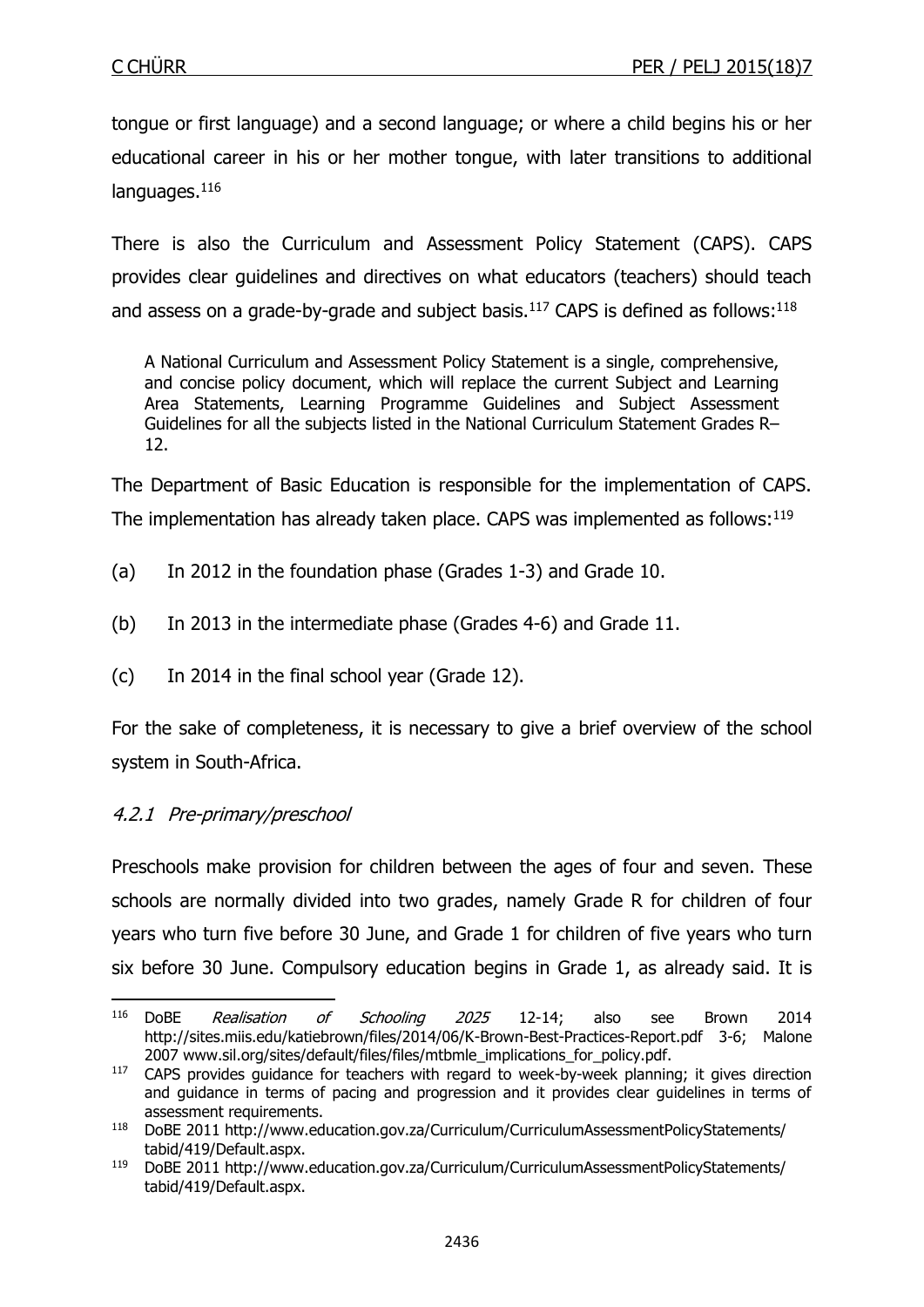tongue or first language) and a second language; or where a child begins his or her educational career in his or her mother tongue, with later transitions to additional languages.[116]

There is also the Curriculum and Assessment Policy Statement (CAPS). CAPS provides clear guidelines and directives on what educators (teachers) should teach and assess on a grade-by-grade and subject basis.[117] CAPS is defined as follows:[118]

> A National Curriculum and Assessment Policy Statement is a single, comprehensive, and concise policy document, which will replace the current Subject and Learning Area Statements, Learning Programme Guidelines and Subject Assessment Guidelines for all the subjects listed in the National Curriculum Statement Grades R–12.

The Department of Basic Education is responsible for the implementation of CAPS. The implementation has already taken place. CAPS was implemented as follows:[119]

(a) In 2012 in the foundation phase (Grades 1-3) and Grade 10.

(b) In 2013 in the intermediate phase (Grades 4-6) and Grade 11.

(c) In 2014 in the final school year (Grade 12).

For the sake of completeness, it is necessary to give a brief overview of the school system in South-Africa.

#### *4.2.1 Pre-primary/preschool*

Preschools make provision for children between the ages of four and seven. These schools are normally divided into two grades, namely Grade R for children of four years who turn five before 30 June, and Grade 1 for children of five years who turn six before 30 June. Compulsory education begins in Grade 1, as already said. It is

---

[116] DoBE *Realisation of Schooling 2025* 12-14; also see Brown 2014 http://sites.miis.edu/katiebrown/files/2014/06/K-Brown-Best-Practices-Report.pdf 3-6; Malone 2007 www.sil.org/sites/default/files/files/mtbmle_implications_for_policy.pdf.

[117] CAPS provides guidance for teachers with regard to week-by-week planning; it gives direction and guidance in terms of pacing and progression and it provides clear guidelines in terms of assessment requirements.

[118] DoBE 2011 http://www.education.gov.za/Curriculum/CurriculumAssessmentPolicyStatements/tabid/419/Default.aspx.

[119] DoBE 2011 http://www.education.gov.za/Curriculum/CurriculumAssessmentPolicyStatements/tabid/419/Default.aspx.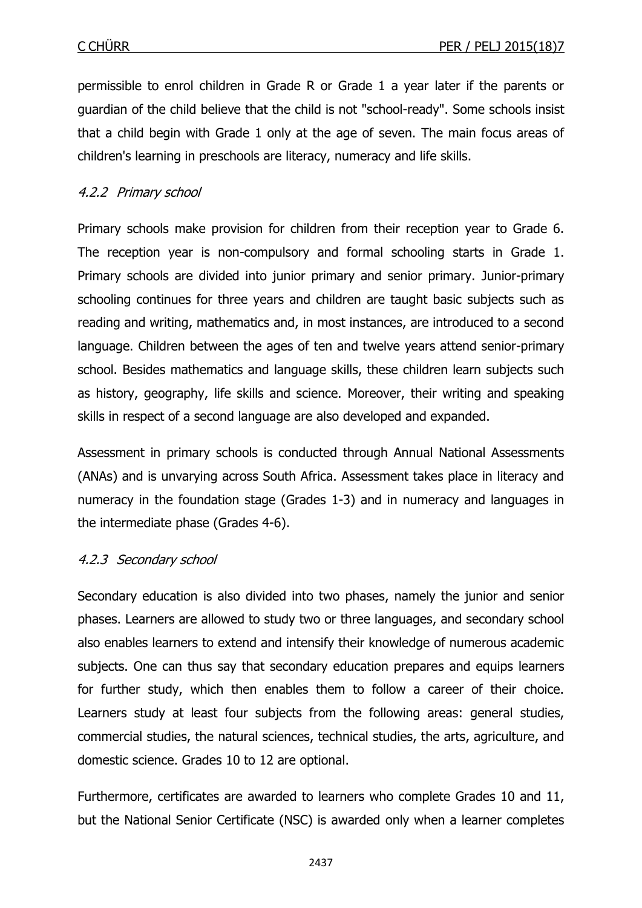permissible to enrol children in Grade R or Grade 1 a year later if the parents or guardian of the child believe that the child is not "school-ready". Some schools insist that a child begin with Grade 1 only at the age of seven. The main focus areas of children's learning in preschools are literacy, numeracy and life skills.

#### *4.2.2 Primary school*

Primary schools make provision for children from their reception year to Grade 6. The reception year is non-compulsory and formal schooling starts in Grade 1. Primary schools are divided into junior primary and senior primary. Junior-primary schooling continues for three years and children are taught basic subjects such as reading and writing, mathematics and, in most instances, are introduced to a second language. Children between the ages of ten and twelve years attend senior-primary school. Besides mathematics and language skills, these children learn subjects such as history, geography, life skills and science. Moreover, their writing and speaking skills in respect of a second language are also developed and expanded.

Assessment in primary schools is conducted through Annual National Assessments (ANAs) and is unvarying across South Africa. Assessment takes place in literacy and numeracy in the foundation stage (Grades 1-3) and in numeracy and languages in the intermediate phase (Grades 4-6).

#### *4.2.3 Secondary school*

Secondary education is also divided into two phases, namely the junior and senior phases. Learners are allowed to study two or three languages, and secondary school also enables learners to extend and intensify their knowledge of numerous academic subjects. One can thus say that secondary education prepares and equips learners for further study, which then enables them to follow a career of their choice. Learners study at least four subjects from the following areas: general studies, commercial studies, the natural sciences, technical studies, the arts, agriculture, and domestic science. Grades 10 to 12 are optional.

Furthermore, certificates are awarded to learners who complete Grades 10 and 11, but the National Senior Certificate (NSC) is awarded only when a learner completes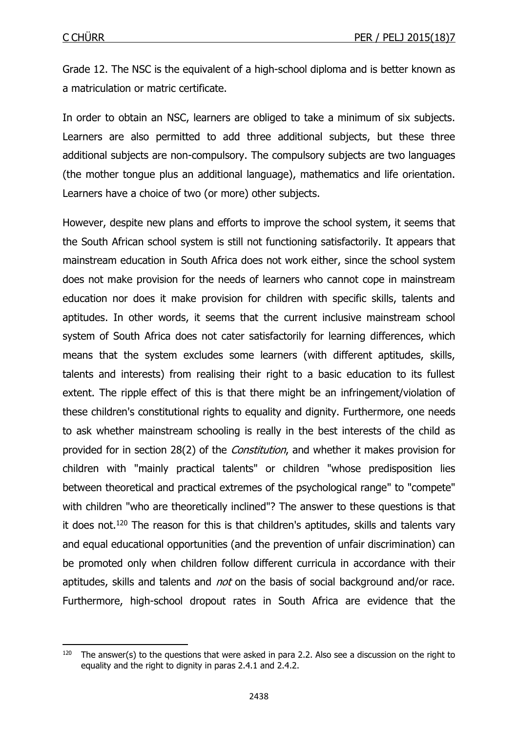Grade 12. The NSC is the equivalent of a high-school diploma and is better known as a matriculation or matric certificate.

In order to obtain an NSC, learners are obliged to take a minimum of six subjects. Learners are also permitted to add three additional subjects, but these three additional subjects are non-compulsory. The compulsory subjects are two languages (the mother tongue plus an additional language), mathematics and life orientation. Learners have a choice of two (or more) other subjects.

However, despite new plans and efforts to improve the school system, it seems that the South African school system is still not functioning satisfactorily. It appears that mainstream education in South Africa does not work either, since the school system does not make provision for the needs of learners who cannot cope in mainstream education nor does it make provision for children with specific skills, talents and aptitudes. In other words, it seems that the current inclusive mainstream school system of South Africa does not cater satisfactorily for learning differences, which means that the system excludes some learners (with different aptitudes, skills, talents and interests) from realising their right to a basic education to its fullest extent. The ripple effect of this is that there might be an infringement/violation of these children's constitutional rights to equality and dignity. Furthermore, one needs to ask whether mainstream schooling is really in the best interests of the child as provided for in section 28(2) of the *Constitution*, and whether it makes provision for children with "mainly practical talents" or children "whose predisposition lies between theoretical and practical extremes of the psychological range" to "compete" with children "who are theoretically inclined"? The answer to these questions is that it does not.[120] The reason for this is that children's aptitudes, skills and talents vary and equal educational opportunities (and the prevention of unfair discrimination) can be promoted only when children follow different curricula in accordance with their aptitudes, skills and talents and *not* on the basis of social background and/or race. Furthermore, high-school dropout rates in South Africa are evidence that the

---

[120] The answer(s) to the questions that were asked in para 2.2. Also see a discussion on the right to equality and the right to dignity in paras 2.4.1 and 2.4.2.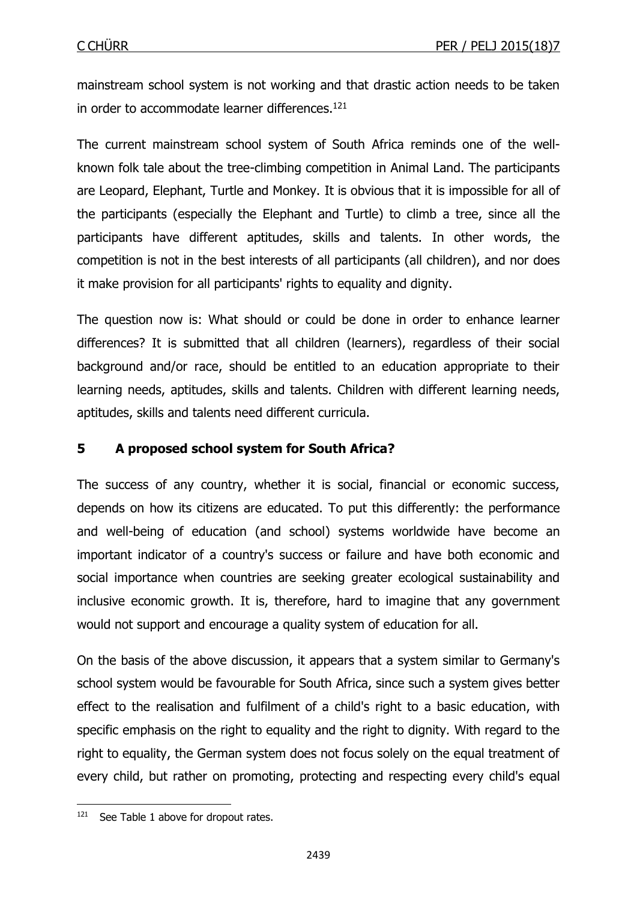mainstream school system is not working and that drastic action needs to be taken in order to accommodate learner differences.[121]

The current mainstream school system of South Africa reminds one of the well-known folk tale about the tree-climbing competition in Animal Land. The participants are Leopard, Elephant, Turtle and Monkey. It is obvious that it is impossible for all of the participants (especially the Elephant and Turtle) to climb a tree, since all the participants have different aptitudes, skills and talents. In other words, the competition is not in the best interests of all participants (all children), and nor does it make provision for all participants' rights to equality and dignity.

The question now is: What should or could be done in order to enhance learner differences? It is submitted that all children (learners), regardless of their social background and/or race, should be entitled to an education appropriate to their learning needs, aptitudes, skills and talents. Children with different learning needs, aptitudes, skills and talents need different curricula.

## 5 A proposed school system for South Africa?

The success of any country, whether it is social, financial or economic success, depends on how its citizens are educated. To put this differently: the performance and well-being of education (and school) systems worldwide have become an important indicator of a country's success or failure and have both economic and social importance when countries are seeking greater ecological sustainability and inclusive economic growth. It is, therefore, hard to imagine that any government would not support and encourage a quality system of education for all.

On the basis of the above discussion, it appears that a system similar to Germany's school system would be favourable for South Africa, since such a system gives better effect to the realisation and fulfilment of a child's right to a basic education, with specific emphasis on the right to equality and the right to dignity. With regard to the right to equality, the German system does not focus solely on the equal treatment of every child, but rather on promoting, protecting and respecting every child's equal

[121] See Table 1 above for dropout rates.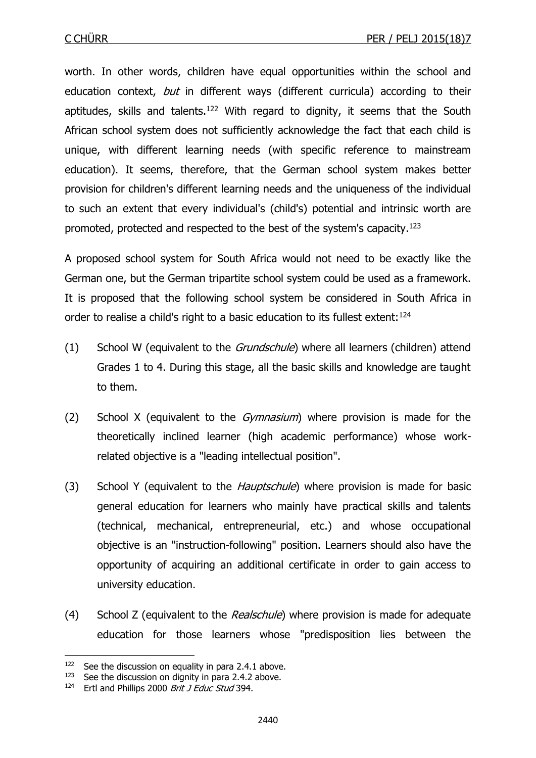worth. In other words, children have equal opportunities within the school and education context, *but* in different ways (different curricula) according to their aptitudes, skills and talents.[122] With regard to dignity, it seems that the South African school system does not sufficiently acknowledge the fact that each child is unique, with different learning needs (with specific reference to mainstream education). It seems, therefore, that the German school system makes better provision for children's different learning needs and the uniqueness of the individual to such an extent that every individual's (child's) potential and intrinsic worth are promoted, protected and respected to the best of the system's capacity.[123]

A proposed school system for South Africa would not need to be exactly like the German one, but the German tripartite school system could be used as a framework. It is proposed that the following school system be considered in South Africa in order to realise a child's right to a basic education to its fullest extent:[124]

(1) School W (equivalent to the *Grundschule*) where all learners (children) attend Grades 1 to 4. During this stage, all the basic skills and knowledge are taught to them.

(2) School X (equivalent to the *Gymnasium*) where provision is made for the theoretically inclined learner (high academic performance) whose work-related objective is a "leading intellectual position".

(3) School Y (equivalent to the *Hauptschule*) where provision is made for basic general education for learners who mainly have practical skills and talents (technical, mechanical, entrepreneurial, etc.) and whose occupational objective is an "instruction-following" position. Learners should also have the opportunity of acquiring an additional certificate in order to gain access to university education.

(4) School Z (equivalent to the *Realschule*) where provision is made for adequate education for those learners whose "predisposition lies between the

---

[122] See the discussion on equality in para 2.4.1 above.

[123] See the discussion on dignity in para 2.4.2 above.

[124] Ertl and Phillips 2000 *Brit J Educ Stud* 394.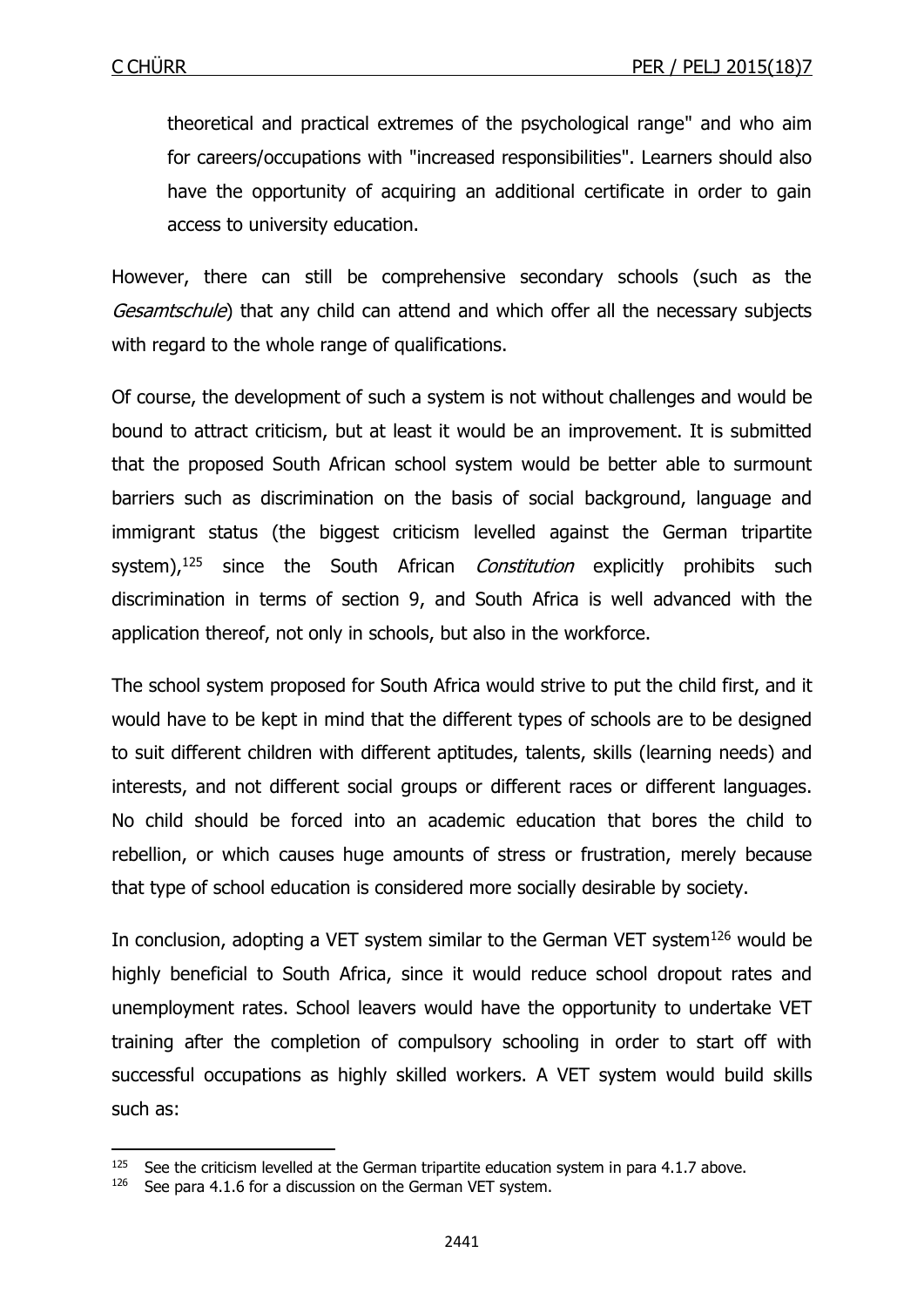theoretical and practical extremes of the psychological range" and who aim for careers/occupations with "increased responsibilities". Learners should also have the opportunity of acquiring an additional certificate in order to gain access to university education.

However, there can still be comprehensive secondary schools (such as the *Gesamtschule*) that any child can attend and which offer all the necessary subjects with regard to the whole range of qualifications.

Of course, the development of such a system is not without challenges and would be bound to attract criticism, but at least it would be an improvement. It is submitted that the proposed South African school system would be better able to surmount barriers such as discrimination on the basis of social background, language and immigrant status (the biggest criticism levelled against the German tripartite system),[125] since the South African *Constitution* explicitly prohibits such discrimination in terms of section 9, and South Africa is well advanced with the application thereof, not only in schools, but also in the workforce.

The school system proposed for South Africa would strive to put the child first, and it would have to be kept in mind that the different types of schools are to be designed to suit different children with different aptitudes, talents, skills (learning needs) and interests, and not different social groups or different races or different languages. No child should be forced into an academic education that bores the child to rebellion, or which causes huge amounts of stress or frustration, merely because that type of school education is considered more socially desirable by society.

In conclusion, adopting a VET system similar to the German VET system[126] would be highly beneficial to South Africa, since it would reduce school dropout rates and unemployment rates. School leavers would have the opportunity to undertake VET training after the completion of compulsory schooling in order to start off with successful occupations as highly skilled workers. A VET system would build skills such as:

---

[125] See the criticism levelled at the German tripartite education system in para 4.1.7 above.

[126] See para 4.1.6 for a discussion on the German VET system.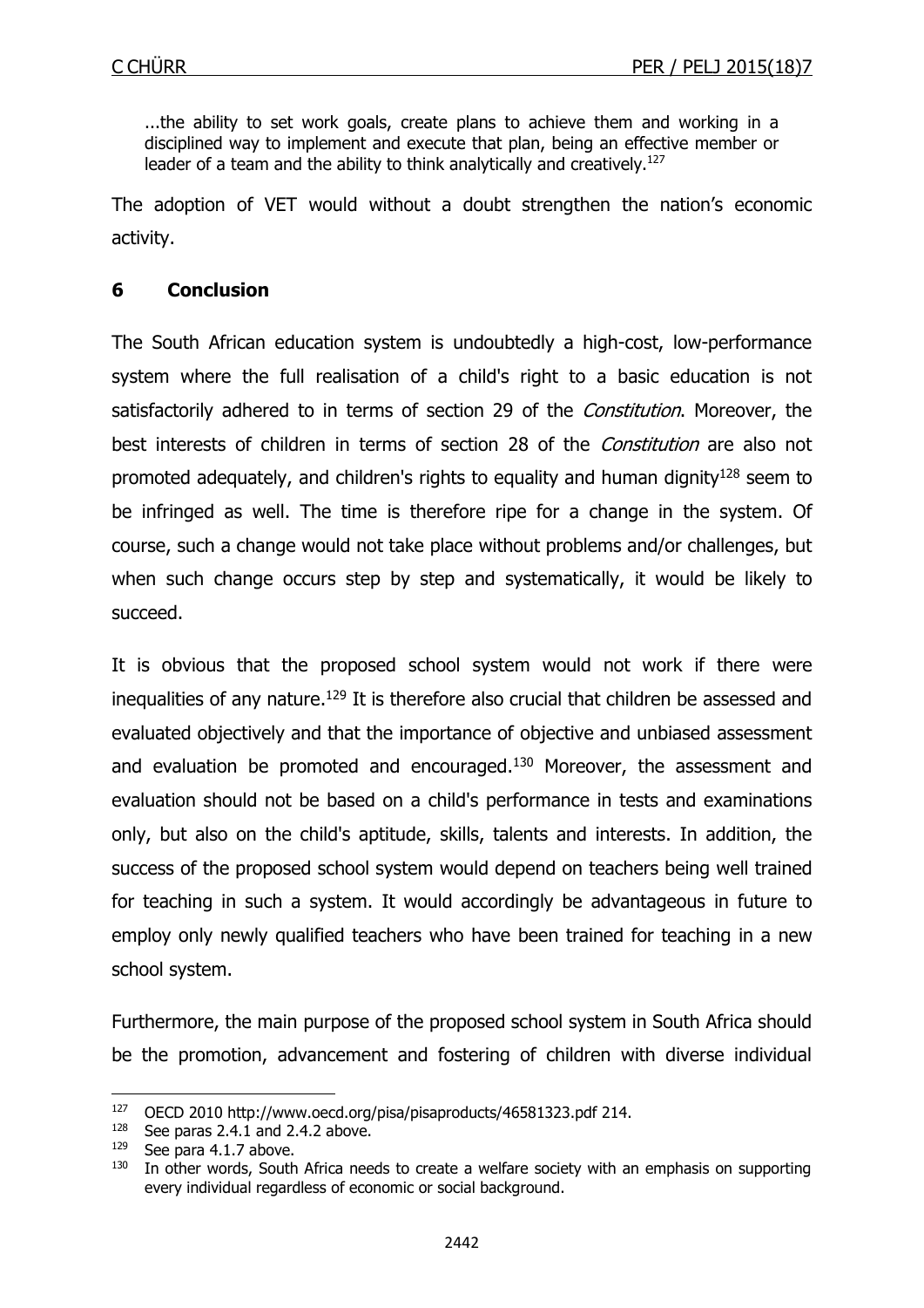> ...the ability to set work goals, create plans to achieve them and working in a disciplined way to implement and execute that plan, being an effective member or leader of a team and the ability to think analytically and creatively.[127]

The adoption of VET would without a doubt strengthen the nation's economic activity.

## 6 Conclusion

The South African education system is undoubtedly a high-cost, low-performance system where the full realisation of a child's right to a basic education is not satisfactorily adhered to in terms of section 29 of the *Constitution*. Moreover, the best interests of children in terms of section 28 of the *Constitution* are also not promoted adequately, and children's rights to equality and human dignity[128] seem to be infringed as well. The time is therefore ripe for a change in the system. Of course, such a change would not take place without problems and/or challenges, but when such change occurs step by step and systematically, it would be likely to succeed.

It is obvious that the proposed school system would not work if there were inequalities of any nature.[129] It is therefore also crucial that children be assessed and evaluated objectively and that the importance of objective and unbiased assessment and evaluation be promoted and encouraged.[130] Moreover, the assessment and evaluation should not be based on a child's performance in tests and examinations only, but also on the child's aptitude, skills, talents and interests. In addition, the success of the proposed school system would depend on teachers being well trained for teaching in such a system. It would accordingly be advantageous in future to employ only newly qualified teachers who have been trained for teaching in a new school system.

Furthermore, the main purpose of the proposed school system in South Africa should be the promotion, advancement and fostering of children with diverse individual

---

[127] OECD 2010 http://www.oecd.org/pisa/pisaproducts/46581323.pdf 214.

[128] See paras 2.4.1 and 2.4.2 above.

[129] See para 4.1.7 above.

[130] In other words, South Africa needs to create a welfare society with an emphasis on supporting every individual regardless of economic or social background.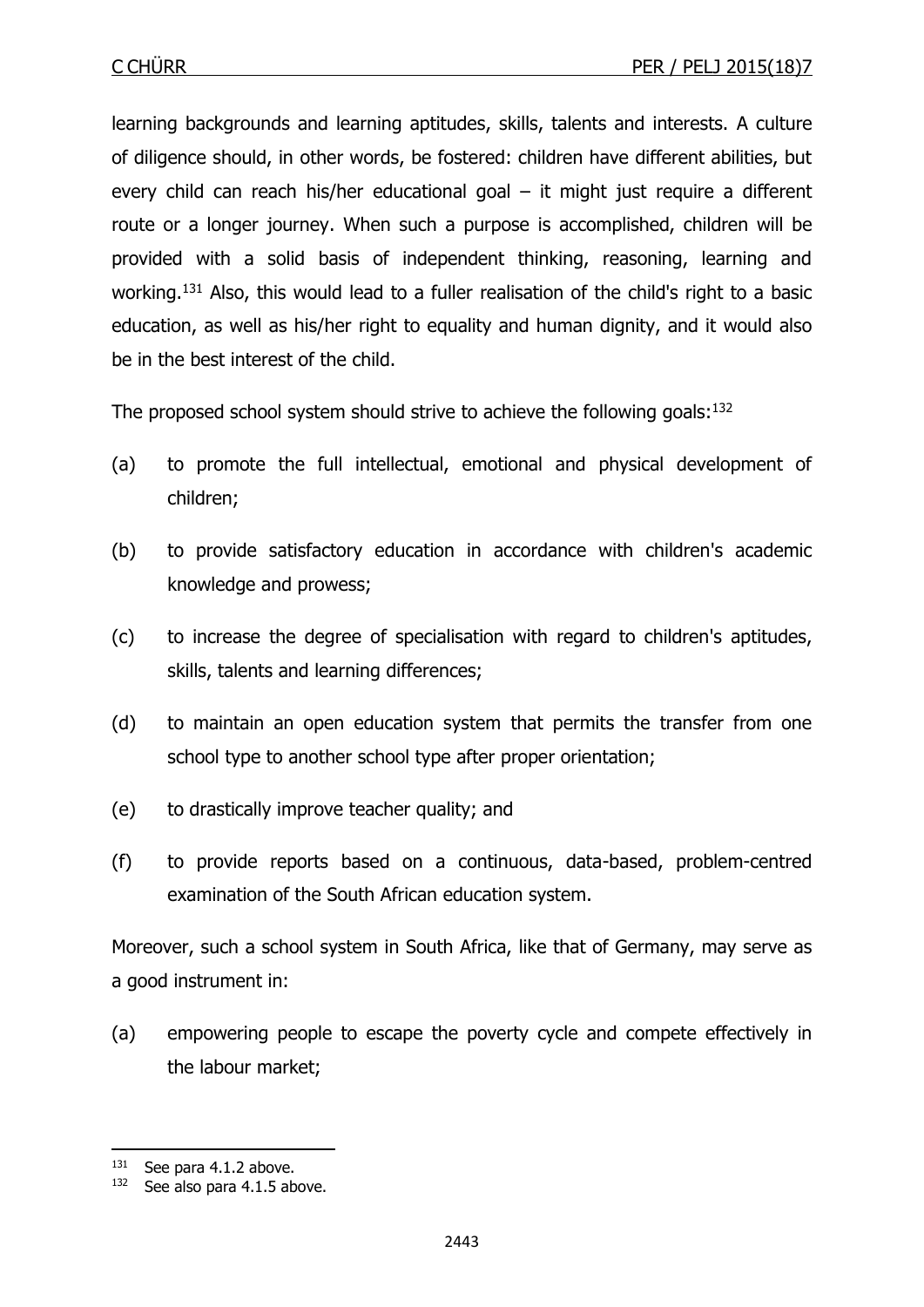learning backgrounds and learning aptitudes, skills, talents and interests. A culture of diligence should, in other words, be fostered: children have different abilities, but every child can reach his/her educational goal – it might just require a different route or a longer journey. When such a purpose is accomplished, children will be provided with a solid basis of independent thinking, reasoning, learning and working.[131] Also, this would lead to a fuller realisation of the child's right to a basic education, as well as his/her right to equality and human dignity, and it would also be in the best interest of the child.

The proposed school system should strive to achieve the following goals:[132]

(a) to promote the full intellectual, emotional and physical development of children;

(b) to provide satisfactory education in accordance with children's academic knowledge and prowess;

(c) to increase the degree of specialisation with regard to children's aptitudes, skills, talents and learning differences;

(d) to maintain an open education system that permits the transfer from one school type to another school type after proper orientation;

(e) to drastically improve teacher quality; and

(f) to provide reports based on a continuous, data-based, problem-centred examination of the South African education system.

Moreover, such a school system in South Africa, like that of Germany, may serve as a good instrument in:

(a) empowering people to escape the poverty cycle and compete effectively in the labour market;

---

[131] See para 4.1.2 above.

[132] See also para 4.1.5 above.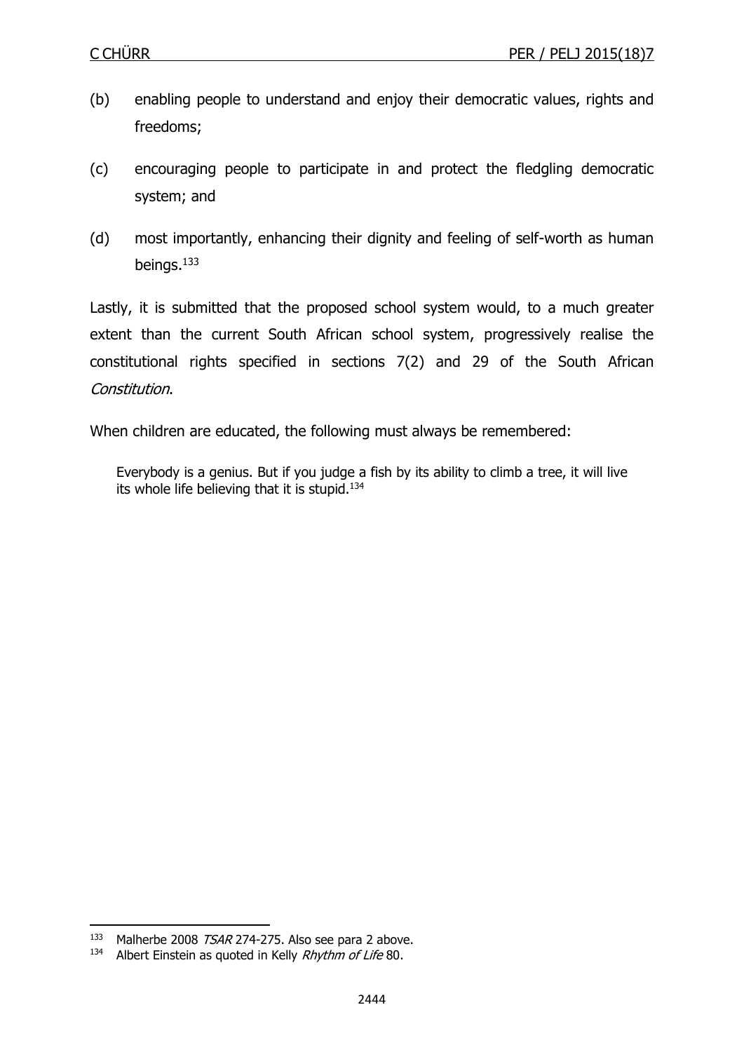(b) enabling people to understand and enjoy their democratic values, rights and freedoms;

(c) encouraging people to participate in and protect the fledgling democratic system; and

(d) most importantly, enhancing their dignity and feeling of self-worth as human beings.[133]

Lastly, it is submitted that the proposed school system would, to a much greater extent than the current South African school system, progressively realise the constitutional rights specified in sections 7(2) and 29 of the South African *Constitution*.

When children are educated, the following must always be remembered:

> Everybody is a genius. But if you judge a fish by its ability to climb a tree, it will live its whole life believing that it is stupid.[134]

---

[133] Malherbe 2008 *TSAR* 274-275. Also see para 2 above.

[134] Albert Einstein as quoted in Kelly *Rhythm of Life* 80.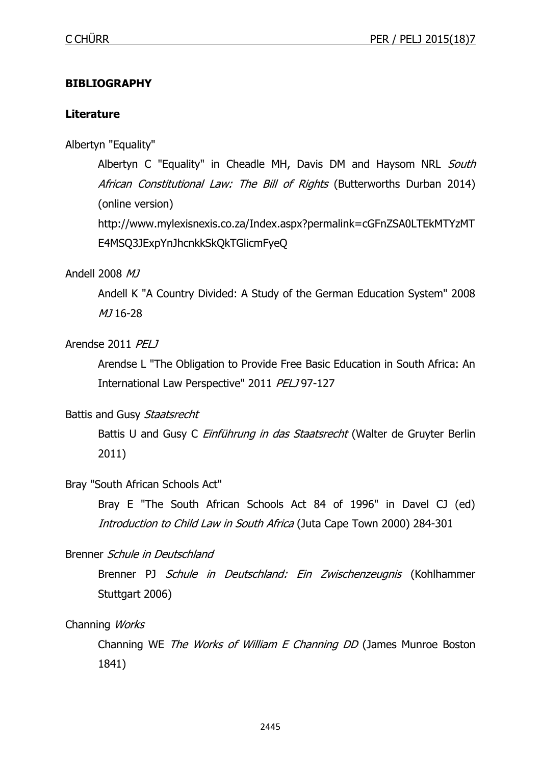**BIBLIOGRAPHY**

**Literature**

Albertyn "Equality"

Albertyn C "Equality" in Cheadle MH, Davis DM and Haysom NRL *South African Constitutional Law: The Bill of Rights* (Butterworths Durban 2014) (online version) http://www.mylexisnexis.co.za/Index.aspx?permalink=cGFnZSA0LTEkMTYzMTE4MSQ3JExpYnJhcnkkSkQkTGlicmFyeQ

Andell 2008 *MJ*

Andell K "A Country Divided: A Study of the German Education System" 2008 *MJ* 16-28

Arendse 2011 *PELJ*

Arendse L "The Obligation to Provide Free Basic Education in South Africa: An International Law Perspective" 2011 *PELJ* 97-127

Battis and Gusy *Staatsrecht*

Battis U and Gusy C *Einführung in das Staatsrecht* (Walter de Gruyter Berlin 2011)

Bray "South African Schools Act"

Bray E "The South African Schools Act 84 of 1996" in Davel CJ (ed) *Introduction to Child Law in South Africa* (Juta Cape Town 2000) 284-301

Brenner *Schule in Deutschland*

Brenner PJ *Schule in Deutschland: Ein Zwischenzeugnis* (Kohlhammer Stuttgart 2006)

Channing *Works*

Channing WE *The Works of William E Channing DD* (James Munroe Boston 1841)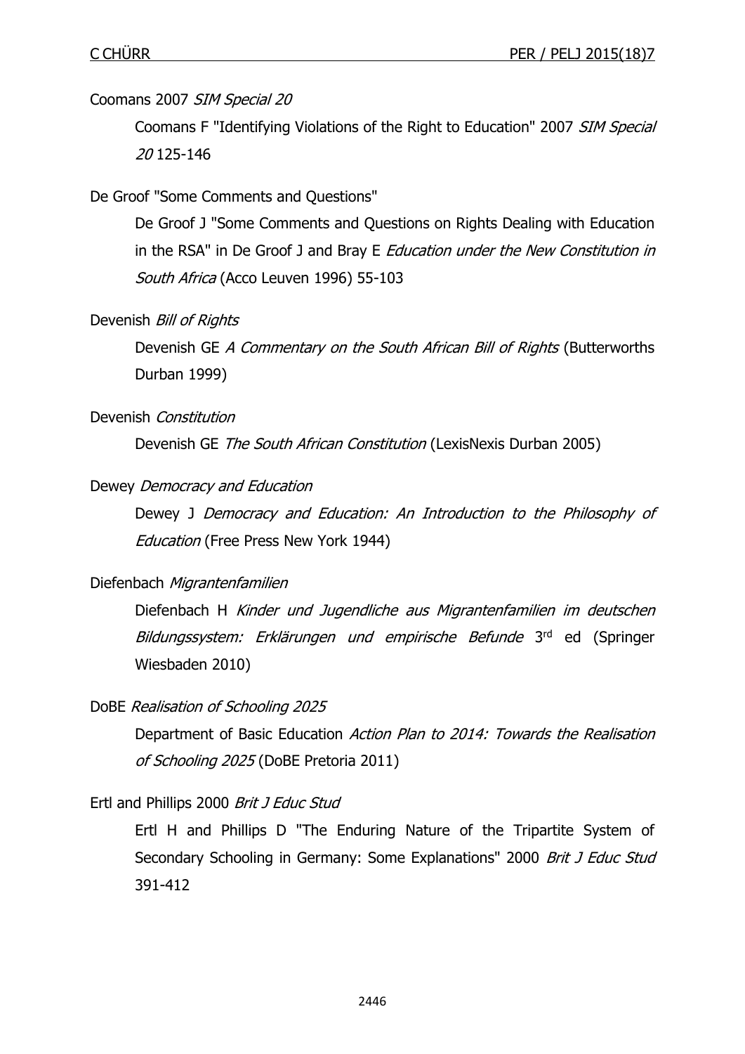Coomans 2007 *SIM Special 20*

Coomans F "Identifying Violations of the Right to Education" 2007 *SIM Special 20* 125-146

De Groof "Some Comments and Questions"

De Groof J "Some Comments and Questions on Rights Dealing with Education in the RSA" in De Groof J and Bray E *Education under the New Constitution in South Africa* (Acco Leuven 1996) 55-103

Devenish *Bill of Rights*

Devenish GE *A Commentary on the South African Bill of Rights* (Butterworths Durban 1999)

Devenish *Constitution*

Devenish GE *The South African Constitution* (LexisNexis Durban 2005)

Dewey *Democracy and Education*

Dewey J *Democracy and Education: An Introduction to the Philosophy of Education* (Free Press New York 1944)

Diefenbach *Migrantenfamilien*

Diefenbach H *Kinder und Jugendliche aus Migrantenfamilien im deutschen Bildungssystem: Erklärungen und empirische Befunde* 3rd ed (Springer Wiesbaden 2010)

DoBE *Realisation of Schooling 2025*

Department of Basic Education *Action Plan to 2014: Towards the Realisation of Schooling 2025* (DoBE Pretoria 2011)

Ertl and Phillips 2000 *Brit J Educ Stud*

Ertl H and Phillips D "The Enduring Nature of the Tripartite System of Secondary Schooling in Germany: Some Explanations" 2000 *Brit J Educ Stud* 391-412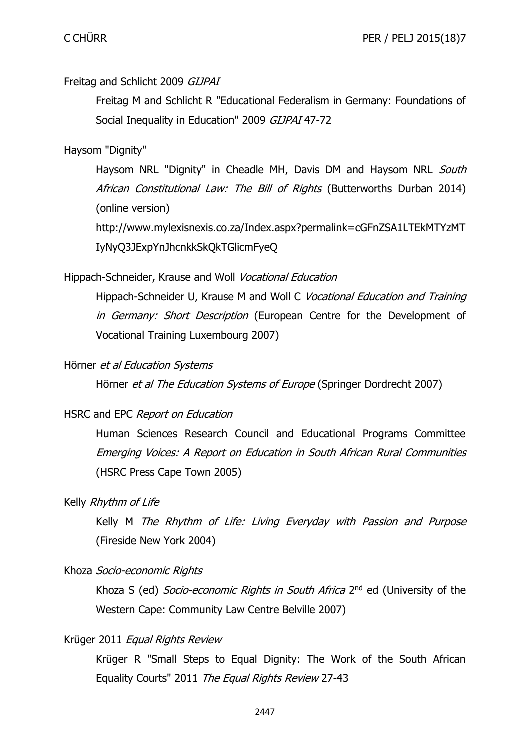Freitag and Schlicht 2009 *GIJPAI*

Freitag M and Schlicht R "Educational Federalism in Germany: Foundations of Social Inequality in Education" 2009 *GIJPAI* 47-72

Haysom "Dignity"

Haysom NRL "Dignity" in Cheadle MH, Davis DM and Haysom NRL *South African Constitutional Law: The Bill of Rights* (Butterworths Durban 2014) (online version) http://www.mylexisnexis.co.za/Index.aspx?permalink=cGFnZSA1LTEkMTYzMTIyNyQ3JExpYnJhcnkkSkQkTGlicmFyeQ

Hippach-Schneider, Krause and Woll *Vocational Education*

Hippach-Schneider U, Krause M and Woll C *Vocational Education and Training in Germany: Short Description* (European Centre for the Development of Vocational Training Luxembourg 2007)

Hörner *et al Education Systems*

Hörner *et al The Education Systems of Europe* (Springer Dordrecht 2007)

HSRC and EPC *Report on Education*

Human Sciences Research Council and Educational Programs Committee *Emerging Voices: A Report on Education in South African Rural Communities* (HSRC Press Cape Town 2005)

Kelly *Rhythm of Life*

Kelly M *The Rhythm of Life: Living Everyday with Passion and Purpose* (Fireside New York 2004)

Khoza *Socio-economic Rights*

Khoza S (ed) *Socio-economic Rights in South Africa* 2nd ed (University of the Western Cape: Community Law Centre Belville 2007)

Krüger 2011 *Equal Rights Review*

Krüger R "Small Steps to Equal Dignity: The Work of the South African Equality Courts" 2011 *The Equal Rights Review* 27-43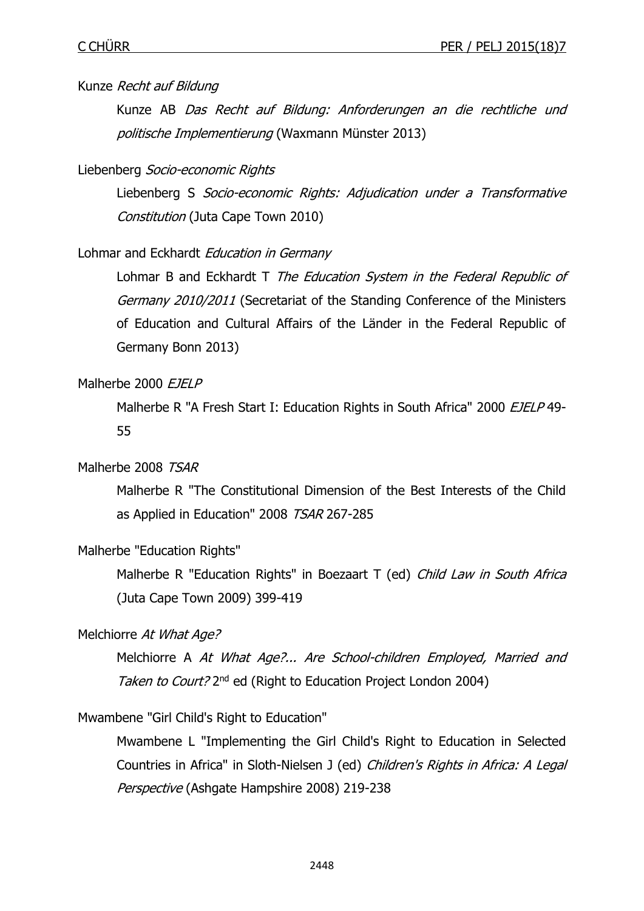Kunze *Recht auf Bildung*

Kunze AB *Das Recht auf Bildung: Anforderungen an die rechtliche und politische Implementierung* (Waxmann Münster 2013)

Liebenberg *Socio-economic Rights*

Liebenberg S *Socio-economic Rights: Adjudication under a Transformative Constitution* (Juta Cape Town 2010)

Lohmar and Eckhardt *Education in Germany*

Lohmar B and Eckhardt T *The Education System in the Federal Republic of Germany 2010/2011* (Secretariat of the Standing Conference of the Ministers of Education and Cultural Affairs of the Länder in the Federal Republic of Germany Bonn 2013)

Malherbe 2000 *EJELP*

Malherbe R "A Fresh Start I: Education Rights in South Africa" 2000 *EJELP* 49-55

Malherbe 2008 *TSAR*

Malherbe R "The Constitutional Dimension of the Best Interests of the Child as Applied in Education" 2008 *TSAR* 267-285

Malherbe "Education Rights"

Malherbe R "Education Rights" in Boezaart T (ed) *Child Law in South Africa* (Juta Cape Town 2009) 399-419

Melchiorre *At What Age?*

Melchiorre A *At What Age?... Are School-children Employed, Married and Taken to Court?* 2nd ed (Right to Education Project London 2004)

Mwambene "Girl Child's Right to Education"

Mwambene L "Implementing the Girl Child's Right to Education in Selected Countries in Africa" in Sloth-Nielsen J (ed) *Children's Rights in Africa: A Legal Perspective* (Ashgate Hampshire 2008) 219-238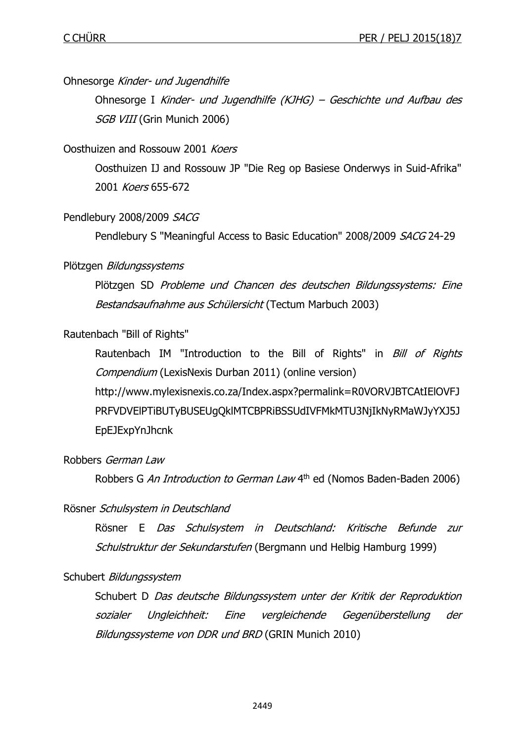Ohnesorge *Kinder- und Jugendhilfe*

Ohnesorge I *Kinder- und Jugendhilfe (KJHG) – Geschichte und Aufbau des SGB VIII* (Grin Munich 2006)

Oosthuizen and Rossouw 2001 *Koers*

Oosthuizen IJ and Rossouw JP "Die Reg op Basiese Onderwys in Suid-Afrika" 2001 *Koers* 655-672

Pendlebury 2008/2009 *SACG*

Pendlebury S "Meaningful Access to Basic Education" 2008/2009 *SACG* 24-29

Plötzgen *Bildungssystems*

Plötzgen SD *Probleme und Chancen des deutschen Bildungssystems: Eine Bestandsaufnahme aus Schülersicht* (Tectum Marbuch 2003)

Rautenbach "Bill of Rights"

Rautenbach IM "Introduction to the Bill of Rights" in *Bill of Rights Compendium* (LexisNexis Durban 2011) (online version) http://www.mylexisnexis.co.za/Index.aspx?permalink=R0VORVJBTCAtIElOVFJPRFVDVElPTiBUTyBUSEUgQklMTCBPRiBSSUdIVFMkMTU3NjIkNyRMaWJyYXJ5JEpEJExpYnJhcnk

Robbers *German Law*

Robbers G *An Introduction to German Law* 4th ed (Nomos Baden-Baden 2006)

Rösner *Schulsystem in Deutschland*

Rösner E *Das Schulsystem in Deutschland: Kritische Befunde zur Schulstruktur der Sekundarstufen* (Bergmann und Helbig Hamburg 1999)

Schubert *Bildungssystem*

Schubert D *Das deutsche Bildungssystem unter der Kritik der Reproduktion sozialer Ungleichheit: Eine vergleichende Gegenüberstellung der Bildungssysteme von DDR und BRD* (GRIN Munich 2010)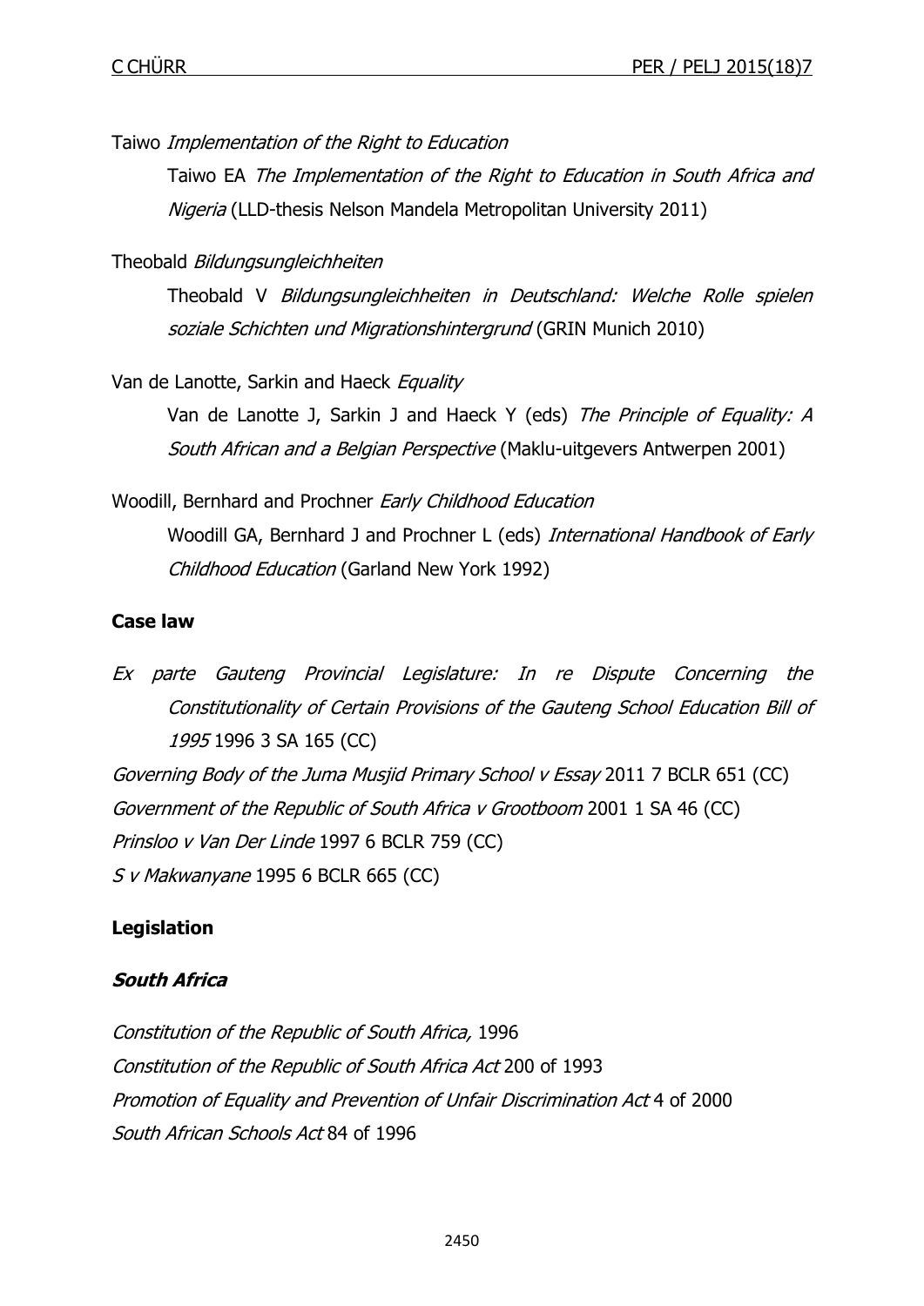Taiwo *Implementation of the Right to Education*

Taiwo EA *The Implementation of the Right to Education in South Africa and Nigeria* (LLD-thesis Nelson Mandela Metropolitan University 2011)

Theobald *Bildungsungleichheiten*

Theobald V *Bildungsungleichheiten in Deutschland: Welche Rolle spielen soziale Schichten und Migrationshintergrund* (GRIN Munich 2010)

Van de Lanotte, Sarkin and Haeck *Equality*

Van de Lanotte J, Sarkin J and Haeck Y (eds) *The Principle of Equality: A South African and a Belgian Perspective* (Maklu-uitgevers Antwerpen 2001)

Woodill, Bernhard and Prochner *Early Childhood Education*

Woodill GA, Bernhard J and Prochner L (eds) *International Handbook of Early Childhood Education* (Garland New York 1992)

**Case law**

*Ex parte Gauteng Provincial Legislature: In re Dispute Concerning the Constitutionality of Certain Provisions of the Gauteng School Education Bill of 1995* 1996 3 SA 165 (CC)

*Governing Body of the Juma Musjid Primary School v Essay* 2011 7 BCLR 651 (CC)

*Government of the Republic of South Africa v Grootboom* 2001 1 SA 46 (CC)

*Prinsloo v Van Der Linde* 1997 6 BCLR 759 (CC)

*S v Makwanyane* 1995 6 BCLR 665 (CC)

**Legislation**

***South Africa***

*Constitution of the Republic of South Africa,* 1996

*Constitution of the Republic of South Africa Act* 200 of 1993

*Promotion of Equality and Prevention of Unfair Discrimination Act* 4 of 2000

*South African Schools Act* 84 of 1996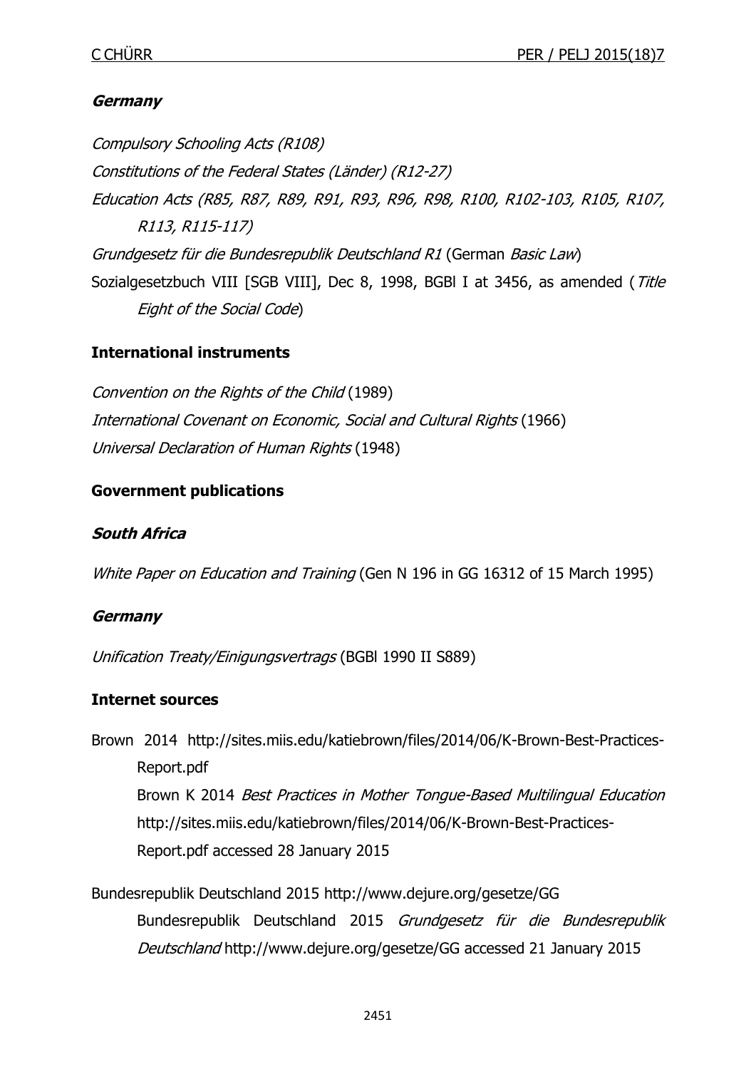***Germany***

*Compulsory Schooling Acts (R108)*

*Constitutions of the Federal States (Länder) (R12-27)*

*Education Acts (R85, R87, R89, R91, R93, R96, R98, R100, R102-103, R105, R107, R113, R115-117)*

*Grundgesetz für die Bundesrepublik Deutschland R1* (German *Basic Law*)

Sozialgesetzbuch VIII [SGB VIII], Dec 8, 1998, BGBl I at 3456, as amended (*Title Eight of the Social Code*)

**International instruments**

*Convention on the Rights of the Child* (1989)

*International Covenant on Economic, Social and Cultural Rights* (1966)

*Universal Declaration of Human Rights* (1948)

**Government publications**

***South Africa***

*White Paper on Education and Training* (Gen N 196 in GG 16312 of 15 March 1995)

***Germany***

*Unification Treaty/Einigungsvertrags* (BGBl 1990 II S889)

**Internet sources**

Brown 2014 http://sites.miis.edu/katiebrown/files/2014/06/K-Brown-Best-Practices-Report.pdf

Brown K 2014 *Best Practices in Mother Tongue-Based Multilingual Education* http://sites.miis.edu/katiebrown/files/2014/06/K-Brown-Best-Practices-Report.pdf accessed 28 January 2015

Bundesrepublik Deutschland 2015 http://www.dejure.org/gesetze/GG

Bundesrepublik Deutschland 2015 *Grundgesetz für die Bundesrepublik Deutschland* http://www.dejure.org/gesetze/GG accessed 21 January 2015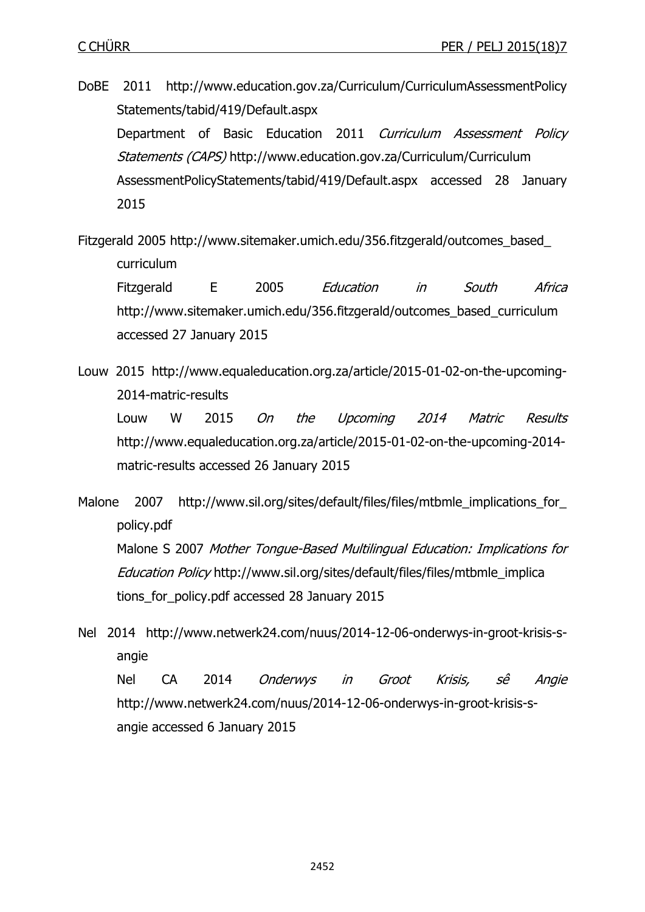DoBE 2011 http://www.education.gov.za/Curriculum/CurriculumAssessmentPolicyStatements/tabid/419/Default.aspx

Department of Basic Education 2011 *Curriculum Assessment Policy Statements (CAPS)* http://www.education.gov.za/Curriculum/CurriculumAssessmentPolicyStatements/tabid/419/Default.aspx accessed 28 January 2015

Fitzgerald 2005 http://www.sitemaker.umich.edu/356.fitzgerald/outcomes_based_curriculum

Fitzgerald E 2005 *Education in South Africa* http://www.sitemaker.umich.edu/356.fitzgerald/outcomes_based_curriculum accessed 27 January 2015

Louw 2015 http://www.equaleducation.org.za/article/2015-01-02-on-the-upcoming-2014-matric-results

Louw W 2015 *On the Upcoming 2014 Matric Results* http://www.equaleducation.org.za/article/2015-01-02-on-the-upcoming-2014-matric-results accessed 26 January 2015

Malone 2007 http://www.sil.org/sites/default/files/files/mtbmle_implications_for_policy.pdf

Malone S 2007 *Mother Tongue-Based Multilingual Education: Implications for Education Policy* http://www.sil.org/sites/default/files/files/mtbmle_implications_for_policy.pdf accessed 28 January 2015

Nel 2014 http://www.netwerk24.com/nuus/2014-12-06-onderwys-in-groot-krisis-s-angie

Nel CA 2014 *Onderwys in Groot Krisis, sê Angie* http://www.netwerk24.com/nuus/2014-12-06-onderwys-in-groot-krisis-s-angie accessed 6 January 2015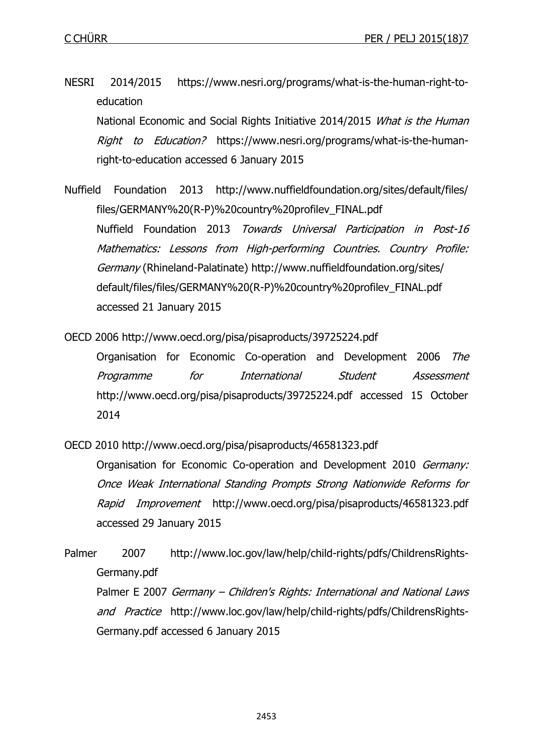NESRI 2014/2015 https://www.nesri.org/programs/what-is-the-human-right-to-education

National Economic and Social Rights Initiative 2014/2015 *What is the Human Right to Education?* https://www.nesri.org/programs/what-is-the-human-right-to-education accessed 6 January 2015

Nuffield Foundation 2013 http://www.nuffieldfoundation.org/sites/default/files/files/GERMANY%20(R-P)%20country%20profilev_FINAL.pdf

Nuffield Foundation 2013 *Towards Universal Participation in Post-16 Mathematics: Lessons from High-performing Countries. Country Profile: Germany* (Rhineland-Palatinate) http://www.nuffieldfoundation.org/sites/default/files/files/GERMANY%20(R-P)%20country%20profilev_FINAL.pdf accessed 21 January 2015

OECD 2006 http://www.oecd.org/pisa/pisaproducts/39725224.pdf

Organisation for Economic Co-operation and Development 2006 *The Programme for International Student Assessment* http://www.oecd.org/pisa/pisaproducts/39725224.pdf accessed 15 October 2014

OECD 2010 http://www.oecd.org/pisa/pisaproducts/46581323.pdf

Organisation for Economic Co-operation and Development 2010 *Germany: Once Weak International Standing Prompts Strong Nationwide Reforms for Rapid Improvement* http://www.oecd.org/pisa/pisaproducts/46581323.pdf accessed 29 January 2015

Palmer 2007 http://www.loc.gov/law/help/child-rights/pdfs/ChildrensRights-Germany.pdf

Palmer E 2007 *Germany – Children's Rights: International and National Laws and Practice* http://www.loc.gov/law/help/child-rights/pdfs/ChildrensRights-Germany.pdf accessed 6 January 2015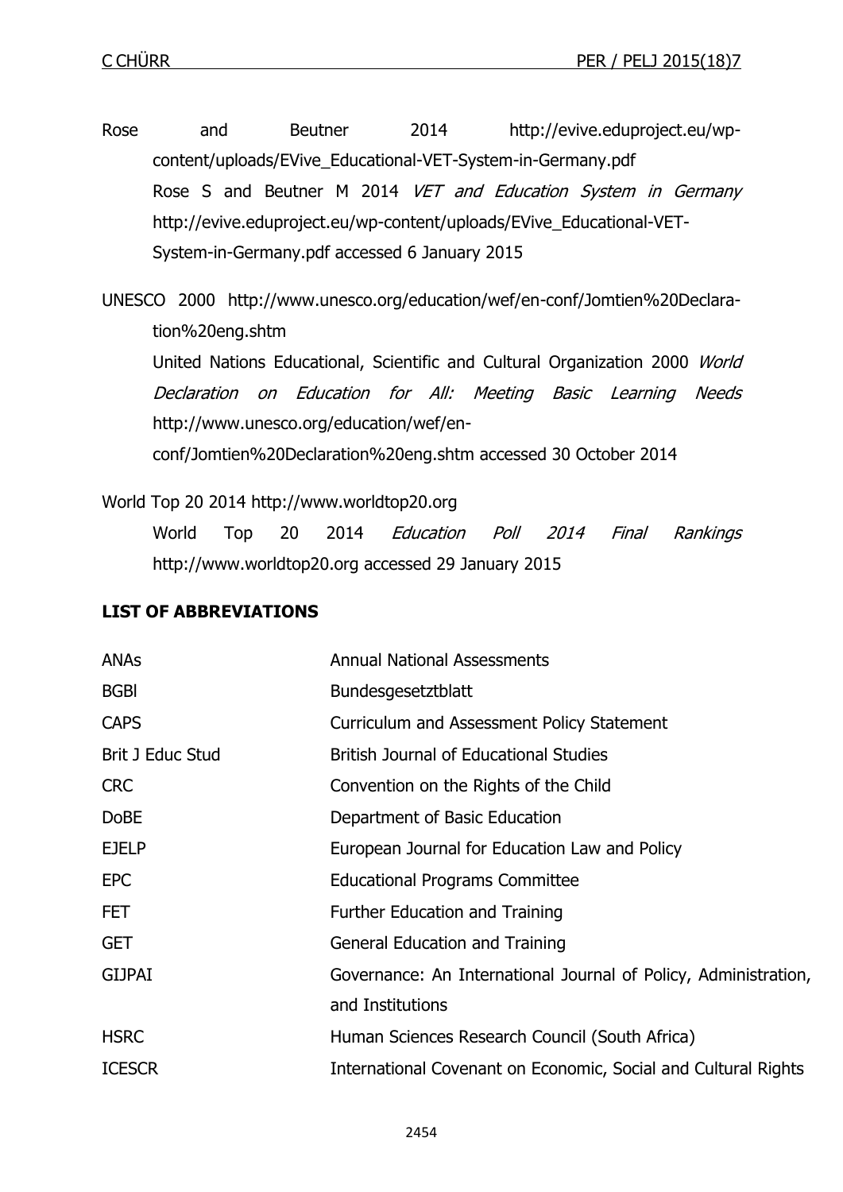Rose and Beutner 2014 http://evive.eduproject.eu/wp-content/uploads/EVive_Educational-VET-System-in-Germany.pdf

Rose S and Beutner M 2014 *VET and Education System in Germany* http://evive.eduproject.eu/wp-content/uploads/EVive_Educational-VET-System-in-Germany.pdf accessed 6 January 2015

UNESCO 2000 http://www.unesco.org/education/wef/en-conf/Jomtien%20Declaration%20eng.shtm

United Nations Educational, Scientific and Cultural Organization 2000 *World Declaration on Education for All: Meeting Basic Learning Needs* http://www.unesco.org/education/wef/en-conf/Jomtien%20Declaration%20eng.shtm accessed 30 October 2014

World Top 20 2014 http://www.worldtop20.org

World Top 20 2014 *Education Poll 2014 Final Rankings* http://www.worldtop20.org accessed 29 January 2015

## LIST OF ABBREVIATIONS

| | |
|---|---|
| ANAs | Annual National Assessments |
| BGBl | Bundesgesetztblatt |
| CAPS | Curriculum and Assessment Policy Statement |
| Brit J Educ Stud | British Journal of Educational Studies |
| CRC | Convention on the Rights of the Child |
| DoBE | Department of Basic Education |
| EJELP | European Journal for Education Law and Policy |
| EPC | Educational Programs Committee |
| FET | Further Education and Training |
| GET | General Education and Training |
| GIJPAI | Governance: An International Journal of Policy, Administration, and Institutions |
| HSRC | Human Sciences Research Council (South Africa) |
| ICESCR | International Covenant on Economic, Social and Cultural Rights |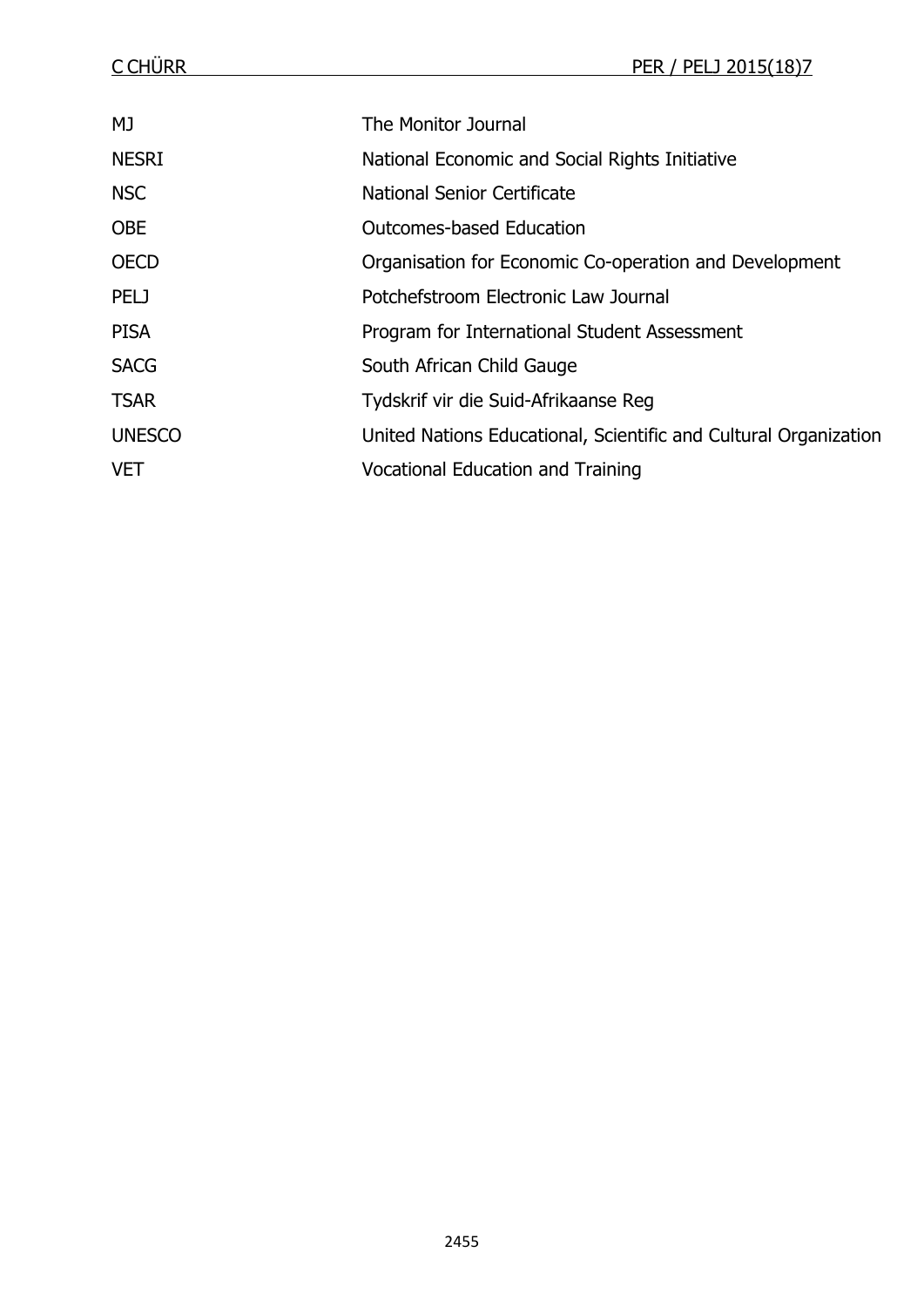| | |
|---|---|
| MJ | The Monitor Journal |
| NESRI | National Economic and Social Rights Initiative |
| NSC | National Senior Certificate |
| OBE | Outcomes-based Education |
| OECD | Organisation for Economic Co-operation and Development |
| PELJ | Potchefstroom Electronic Law Journal |
| PISA | Program for International Student Assessment |
| SACG | South African Child Gauge |
| TSAR | Tydskrif vir die Suid-Afrikaanse Reg |
| UNESCO | United Nations Educational, Scientific and Cultural Organization |
| VET | Vocational Education and Training |